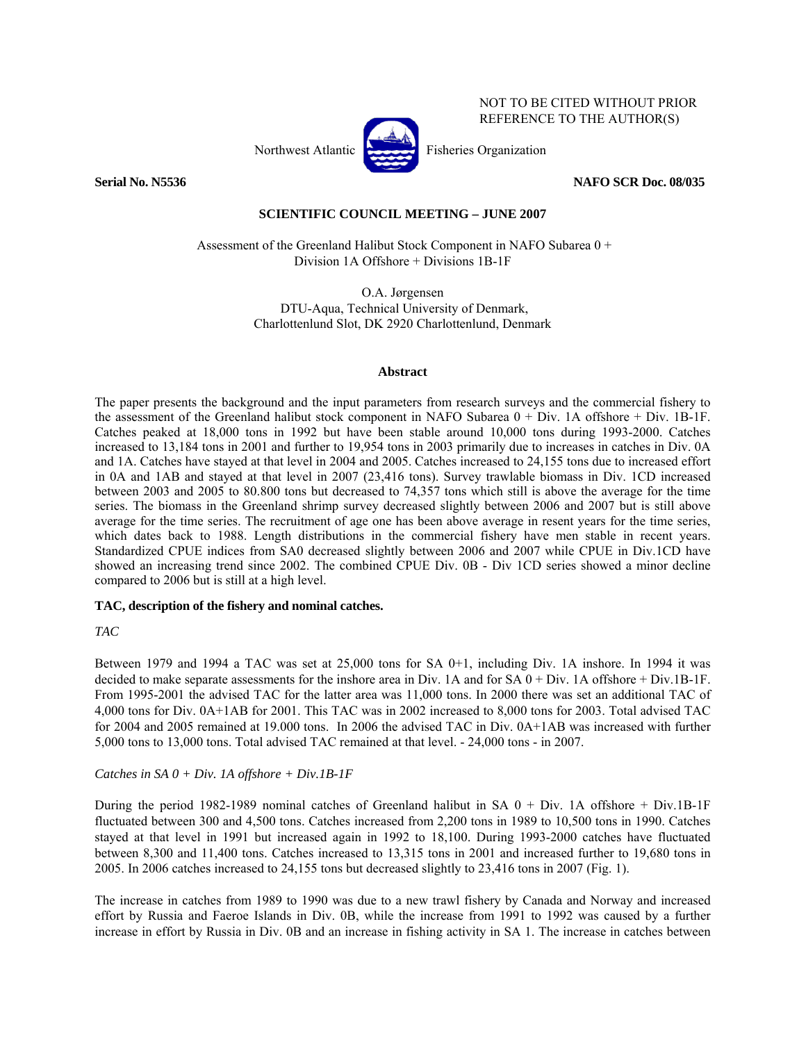NOT TO BE CITED WITHOUT PRIOR REFERENCE TO THE AUTHOR(S)

Northwest Atlantic Fisheries Organization

**Serial No. N5536** **NAFO SCR Doc. 08/035**

**SCIENTIFIC COUNCIL MEETING – JUNE 2007**

Assessment of the Greenland Halibut Stock Component in NAFO Subarea 0 + Division 1A Offshore + Divisions 1B-1F

O.A. Jørgensen
DTU-Aqua, Technical University of Denmark,
Charlottenlund Slot, DK 2920 Charlottenlund, Denmark

## Abstract

The paper presents the background and the input parameters from research surveys and the commercial fishery to the assessment of the Greenland halibut stock component in NAFO Subarea 0 + Div. 1A offshore + Div. 1B-1F. Catches peaked at 18,000 tons in 1992 but have been stable around 10,000 tons during 1993-2000. Catches increased to 13,184 tons in 2001 and further to 19,954 tons in 2003 primarily due to increases in catches in Div. 0A and 1A. Catches have stayed at that level in 2004 and 2005. Catches increased to 24,155 tons due to increased effort in 0A and 1AB and stayed at that level in 2007 (23,416 tons). Survey trawlable biomass in Div. 1CD increased between 2003 and 2005 to 80.800 tons but decreased to 74,357 tons which still is above the average for the time series. The biomass in the Greenland shrimp survey decreased slightly between 2006 and 2007 but is still above average for the time series. The recruitment of age one has been above average in resent years for the time series, which dates back to 1988. Length distributions in the commercial fishery have men stable in recent years. Standardized CPUE indices from SA0 decreased slightly between 2006 and 2007 while CPUE in Div.1CD have showed an increasing trend since 2002. The combined CPUE Div. 0B - Div 1CD series showed a minor decline compared to 2006 but is still at a high level.

**TAC, description of the fishery and nominal catches.**

*TAC*

Between 1979 and 1994 a TAC was set at 25,000 tons for SA 0+1, including Div. 1A inshore. In 1994 it was decided to make separate assessments for the inshore area in Div. 1A and for SA 0 + Div. 1A offshore + Div.1B-1F. From 1995-2001 the advised TAC for the latter area was 11,000 tons. In 2000 there was set an additional TAC of 4,000 tons for Div. 0A+1AB for 2001. This TAC was in 2002 increased to 8,000 tons for 2003. Total advised TAC for 2004 and 2005 remained at 19.000 tons. In 2006 the advised TAC in Div. 0A+1AB was increased with further 5,000 tons to 13,000 tons. Total advised TAC remained at that level. - 24,000 tons - in 2007.

*Catches in SA 0 + Div. 1A offshore + Div.1B-1F*

During the period 1982-1989 nominal catches of Greenland halibut in SA 0 + Div. 1A offshore + Div.1B-1F fluctuated between 300 and 4,500 tons. Catches increased from 2,200 tons in 1989 to 10,500 tons in 1990. Catches stayed at that level in 1991 but increased again in 1992 to 18,100. During 1993-2000 catches have fluctuated between 8,300 and 11,400 tons. Catches increased to 13,315 tons in 2001 and increased further to 19,680 tons in 2005. In 2006 catches increased to 24,155 tons but decreased slightly to 23,416 tons in 2007 (Fig. 1).

The increase in catches from 1989 to 1990 was due to a new trawl fishery by Canada and Norway and increased effort by Russia and Faeroe Islands in Div. 0B, while the increase from 1991 to 1992 was caused by a further increase in effort by Russia in Div. 0B and an increase in fishing activity in SA 1. The increase in catches between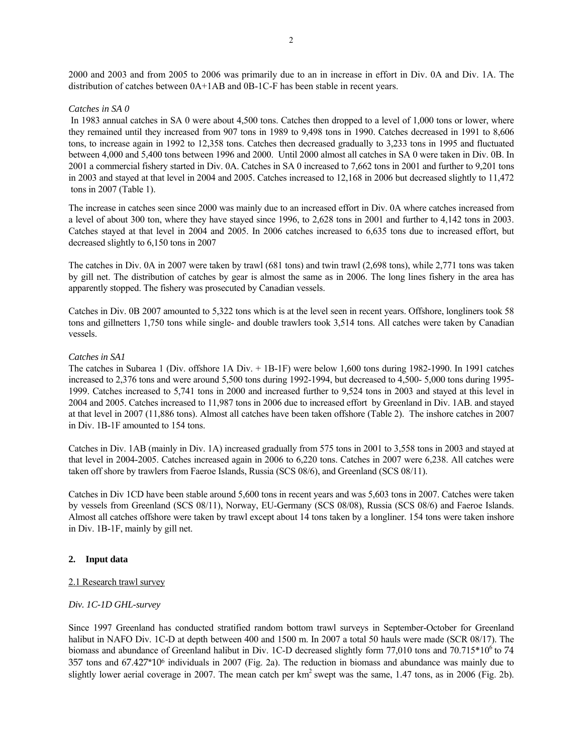2000 and 2003 and from 2005 to 2006 was primarily due to an in increase in effort in Div. 0A and Div. 1A. The distribution of catches between 0A+1AB and 0B-1C-F has been stable in recent years.

*Catches in SA 0*

In 1983 annual catches in SA 0 were about 4,500 tons. Catches then dropped to a level of 1,000 tons or lower, where they remained until they increased from 907 tons in 1989 to 9,498 tons in 1990. Catches decreased in 1991 to 8,606 tons, to increase again in 1992 to 12,358 tons. Catches then decreased gradually to 3,233 tons in 1995 and fluctuated between 4,000 and 5,400 tons between 1996 and 2000. Until 2000 almost all catches in SA 0 were taken in Div. 0B. In 2001 a commercial fishery started in Div. 0A. Catches in SA 0 increased to 7,662 tons in 2001 and further to 9,201 tons in 2003 and stayed at that level in 2004 and 2005. Catches increased to 12,168 in 2006 but decreased slightly to 11,472 tons in 2007 (Table 1).

The increase in catches seen since 2000 was mainly due to an increased effort in Div. 0A where catches increased from a level of about 300 ton, where they have stayed since 1996, to 2,628 tons in 2001 and further to 4,142 tons in 2003. Catches stayed at that level in 2004 and 2005. In 2006 catches increased to 6,635 tons due to increased effort, but decreased slightly to 6,150 tons in 2007

The catches in Div. 0A in 2007 were taken by trawl (681 tons) and twin trawl (2,698 tons), while 2,771 tons was taken by gill net. The distribution of catches by gear is almost the same as in 2006. The long lines fishery in the area has apparently stopped. The fishery was prosecuted by Canadian vessels.

Catches in Div. 0B 2007 amounted to 5,322 tons which is at the level seen in recent years. Offshore, longliners took 58 tons and gillnetters 1,750 tons while single- and double trawlers took 3,514 tons. All catches were taken by Canadian vessels.

*Catches in SA1*

The catches in Subarea 1 (Div. offshore 1A Div. + 1B-1F) were below 1,600 tons during 1982-1990. In 1991 catches increased to 2,376 tons and were around 5,500 tons during 1992-1994, but decreased to 4,500- 5,000 tons during 1995-1999. Catches increased to 5,741 tons in 2000 and increased further to 9,524 tons in 2003 and stayed at this level in 2004 and 2005. Catches increased to 11,987 tons in 2006 due to increased effort by Greenland in Div. 1AB. and stayed at that level in 2007 (11,886 tons). Almost all catches have been taken offshore (Table 2). The inshore catches in 2007 in Div. 1B-1F amounted to 154 tons.

Catches in Div. 1AB (mainly in Div. 1A) increased gradually from 575 tons in 2001 to 3,558 tons in 2003 and stayed at that level in 2004-2005. Catches increased again in 2006 to 6,220 tons. Catches in 2007 were 6,238. All catches were taken off shore by trawlers from Faeroe Islands, Russia (SCS 08/6), and Greenland (SCS 08/11).

Catches in Div 1CD have been stable around 5,600 tons in recent years and was 5,603 tons in 2007. Catches were taken by vessels from Greenland (SCS 08/11), Norway, EU-Germany (SCS 08/08), Russia (SCS 08/6) and Faeroe Islands. Almost all catches offshore were taken by trawl except about 14 tons taken by a longliner. 154 tons were taken inshore in Div. 1B-1F, mainly by gill net.

## 2. Input data

### 2.1 Research trawl survey

*Div. 1C-1D GHL-survey*

Since 1997 Greenland has conducted stratified random bottom trawl surveys in September-October for Greenland halibut in NAFO Div. 1C-D at depth between 400 and 1500 m. In 2007 a total 50 hauls were made (SCR 08/17). The biomass and abundance of Greenland halibut in Div. 1C-D decreased slightly form 77,010 tons and $70.715*10^6$ to 74 357 tons and $67.427*10^6$ individuals in 2007 (Fig. 2a). The reduction in biomass and abundance was mainly due to slightly lower aerial coverage in 2007. The mean catch per $km^2$ swept was the same, 1.47 tons, as in 2006 (Fig. 2b).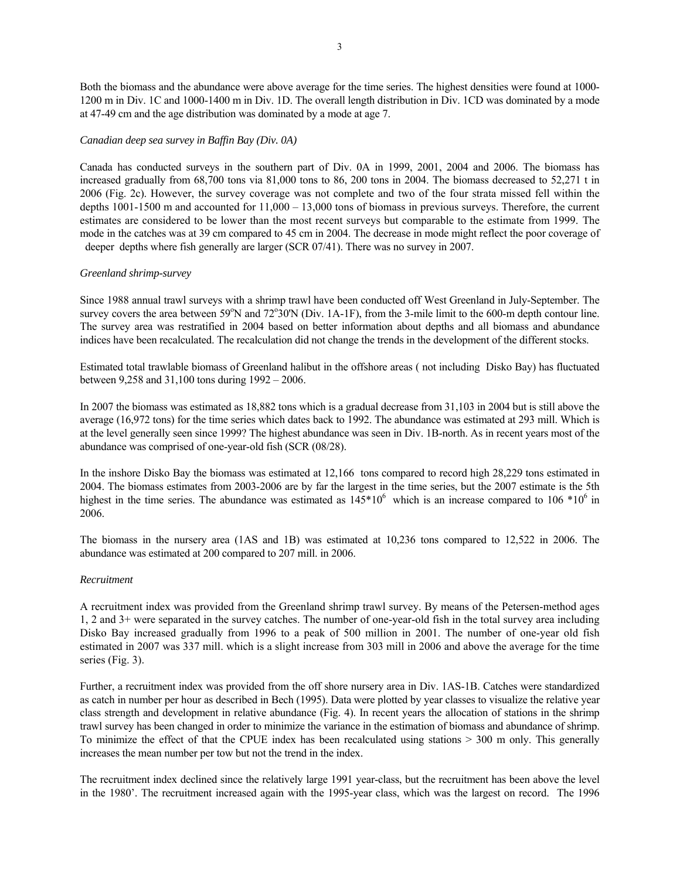Both the biomass and the abundance were above average for the time series. The highest densities were found at 1000-1200 m in Div. 1C and 1000-1400 m in Div. 1D. The overall length distribution in Div. 1CD was dominated by a mode at 47-49 cm and the age distribution was dominated by a mode at age 7.

*Canadian deep sea survey in Baffin Bay (Div. 0A)*

Canada has conducted surveys in the southern part of Div. 0A in 1999, 2001, 2004 and 2006. The biomass has increased gradually from 68,700 tons via 81,000 tons to 86, 200 tons in 2004. The biomass decreased to 52,271 t in 2006 (Fig. 2c). However, the survey coverage was not complete and two of the four strata missed fell within the depths 1001-1500 m and accounted for 11,000 – 13,000 tons of biomass in previous surveys. Therefore, the current estimates are considered to be lower than the most recent surveys but comparable to the estimate from 1999. The mode in the catches was at 39 cm compared to 45 cm in 2004. The decrease in mode might reflect the poor coverage of deeper depths where fish generally are larger (SCR 07/41). There was no survey in 2007.

*Greenland shrimp-survey*

Since 1988 annual trawl surveys with a shrimp trawl have been conducted off West Greenland in July-September. The survey covers the area between 59°N and 72°30'N (Div. 1A-1F), from the 3-mile limit to the 600-m depth contour line. The survey area was restratified in 2004 based on better information about depths and all biomass and abundance indices have been recalculated. The recalculation did not change the trends in the development of the different stocks.

Estimated total trawlable biomass of Greenland halibut in the offshore areas ( not including Disko Bay) has fluctuated between 9,258 and 31,100 tons during 1992 – 2006.

In 2007 the biomass was estimated as 18,882 tons which is a gradual decrease from 31,103 in 2004 but is still above the average (16,972 tons) for the time series which dates back to 1992. The abundance was estimated at 293 mill. Which is at the level generally seen since 1999? The highest abundance was seen in Div. 1B-north. As in recent years most of the abundance was comprised of one-year-old fish (SCR (08/28).

In the inshore Disko Bay the biomass was estimated at 12,166 tons compared to record high 28,229 tons estimated in 2004. The biomass estimates from 2003-2006 are by far the largest in the time series, but the 2007 estimate is the 5th highest in the time series. The abundance was estimated as $145*10^6$ which is an increase compared to $106 *10^6$ in 2006.

The biomass in the nursery area (1AS and 1B) was estimated at 10,236 tons compared to 12,522 in 2006. The abundance was estimated at 200 compared to 207 mill. in 2006.

*Recruitment*

A recruitment index was provided from the Greenland shrimp trawl survey. By means of the Petersen-method ages 1, 2 and 3+ were separated in the survey catches. The number of one-year-old fish in the total survey area including Disko Bay increased gradually from 1996 to a peak of 500 million in 2001. The number of one-year old fish estimated in 2007 was 337 mill. which is a slight increase from 303 mill in 2006 and above the average for the time series (Fig. 3).

Further, a recruitment index was provided from the off shore nursery area in Div. 1AS-1B. Catches were standardized as catch in number per hour as described in Bech (1995). Data were plotted by year classes to visualize the relative year class strength and development in relative abundance (Fig. 4). In recent years the allocation of stations in the shrimp trawl survey has been changed in order to minimize the variance in the estimation of biomass and abundance of shrimp. To minimize the effect of that the CPUE index has been recalculated using stations > 300 m only. This generally increases the mean number per tow but not the trend in the index.

The recruitment index declined since the relatively large 1991 year-class, but the recruitment has been above the level in the 1980'. The recruitment increased again with the 1995-year class, which was the largest on record. The 1996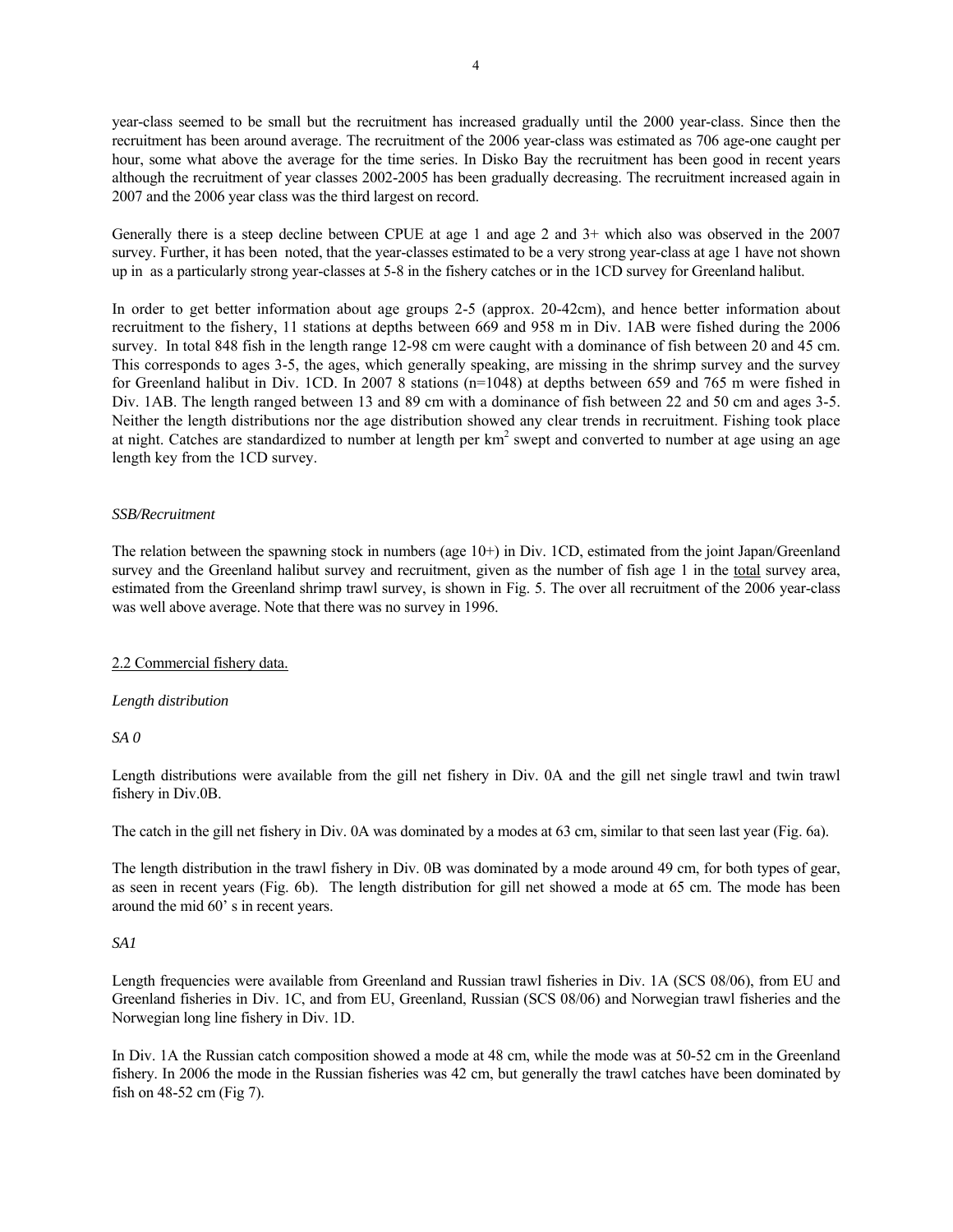year-class seemed to be small but the recruitment has increased gradually until the 2000 year-class. Since then the recruitment has been around average. The recruitment of the 2006 year-class was estimated as 706 age-one caught per hour, some what above the average for the time series. In Disko Bay the recruitment has been good in recent years although the recruitment of year classes 2002-2005 has been gradually decreasing. The recruitment increased again in 2007 and the 2006 year class was the third largest on record.

Generally there is a steep decline between CPUE at age 1 and age 2 and 3+ which also was observed in the 2007 survey. Further, it has been noted, that the year-classes estimated to be a very strong year-class at age 1 have not shown up in as a particularly strong year-classes at 5-8 in the fishery catches or in the 1CD survey for Greenland halibut.

In order to get better information about age groups 2-5 (approx. 20-42cm), and hence better information about recruitment to the fishery, 11 stations at depths between 669 and 958 m in Div. 1AB were fished during the 2006 survey. In total 848 fish in the length range 12-98 cm were caught with a dominance of fish between 20 and 45 cm. This corresponds to ages 3-5, the ages, which generally speaking, are missing in the shrimp survey and the survey for Greenland halibut in Div. 1CD. In 2007 8 stations (n=1048) at depths between 659 and 765 m were fished in Div. 1AB. The length ranged between 13 and 89 cm with a dominance of fish between 22 and 50 cm and ages 3-5. Neither the length distributions nor the age distribution showed any clear trends in recruitment. Fishing took place at night. Catches are standardized to number at length per $km^2$ swept and converted to number at age using an age length key from the 1CD survey.

*SSB/Recruitment*

The relation between the spawning stock in numbers (age 10+) in Div. 1CD, estimated from the joint Japan/Greenland survey and the Greenland halibut survey and recruitment, given as the number of fish age 1 in the total survey area, estimated from the Greenland shrimp trawl survey, is shown in Fig. 5. The over all recruitment of the 2006 year-class was well above average. Note that there was no survey in 1996.

## 2.2 Commercial fishery data.

*Length distribution*

*SA 0*

Length distributions were available from the gill net fishery in Div. 0A and the gill net single trawl and twin trawl fishery in Div.0B.

The catch in the gill net fishery in Div. 0A was dominated by a modes at 63 cm, similar to that seen last year (Fig. 6a).

The length distribution in the trawl fishery in Div. 0B was dominated by a mode around 49 cm, for both types of gear, as seen in recent years (Fig. 6b). The length distribution for gill net showed a mode at 65 cm. The mode has been around the mid 60' s in recent years.

*SA1*

Length frequencies were available from Greenland and Russian trawl fisheries in Div. 1A (SCS 08/06), from EU and Greenland fisheries in Div. 1C, and from EU, Greenland, Russian (SCS 08/06) and Norwegian trawl fisheries and the Norwegian long line fishery in Div. 1D.

In Div. 1A the Russian catch composition showed a mode at 48 cm, while the mode was at 50-52 cm in the Greenland fishery. In 2006 the mode in the Russian fisheries was 42 cm, but generally the trawl catches have been dominated by fish on 48-52 cm (Fig 7).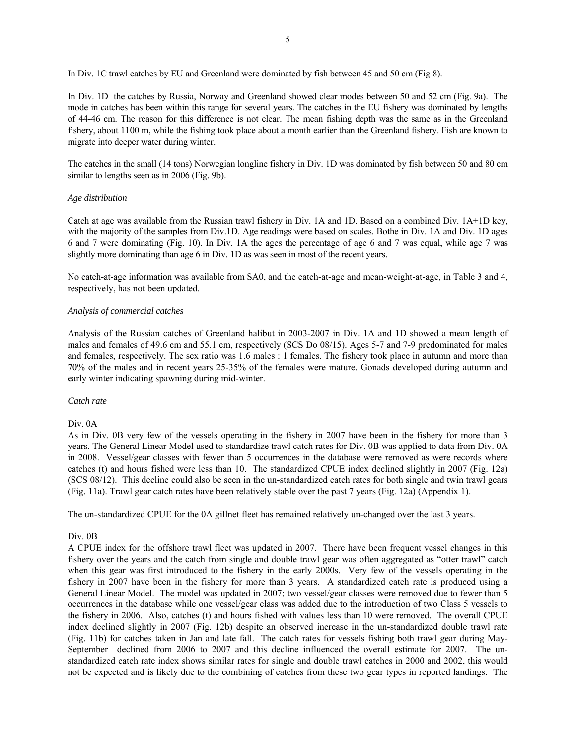In Div. 1C trawl catches by EU and Greenland were dominated by fish between 45 and 50 cm (Fig 8).

In Div. 1D the catches by Russia, Norway and Greenland showed clear modes between 50 and 52 cm (Fig. 9a). The mode in catches has been within this range for several years. The catches in the EU fishery was dominated by lengths of 44-46 cm. The reason for this difference is not clear. The mean fishing depth was the same as in the Greenland fishery, about 1100 m, while the fishing took place about a month earlier than the Greenland fishery. Fish are known to migrate into deeper water during winter.

The catches in the small (14 tons) Norwegian longline fishery in Div. 1D was dominated by fish between 50 and 80 cm similar to lengths seen as in 2006 (Fig. 9b).

*Age distribution*

Catch at age was available from the Russian trawl fishery in Div. 1A and 1D. Based on a combined Div. 1A+1D key, with the majority of the samples from Div.1D. Age readings were based on scales. Bothe in Div. 1A and Div. 1D ages 6 and 7 were dominating (Fig. 10). In Div. 1A the ages the percentage of age 6 and 7 was equal, while age 7 was slightly more dominating than age 6 in Div. 1D as was seen in most of the recent years.

No catch-at-age information was available from SA0, and the catch-at-age and mean-weight-at-age, in Table 3 and 4, respectively, has not been updated.

*Analysis of commercial catches*

Analysis of the Russian catches of Greenland halibut in 2003-2007 in Div. 1A and 1D showed a mean length of males and females of 49.6 cm and 55.1 cm, respectively (SCS Do 08/15). Ages 5-7 and 7-9 predominated for males and females, respectively. The sex ratio was 1.6 males : 1 females. The fishery took place in autumn and more than 70% of the males and in recent years 25-35% of the females were mature. Gonads developed during autumn and early winter indicating spawning during mid-winter.

*Catch rate*

Div. 0A

As in Div. 0B very few of the vessels operating in the fishery in 2007 have been in the fishery for more than 3 years. The General Linear Model used to standardize trawl catch rates for Div. 0B was applied to data from Div. 0A in 2008. Vessel/gear classes with fewer than 5 occurrences in the database were removed as were records where catches (t) and hours fished were less than 10. The standardized CPUE index declined slightly in 2007 (Fig. 12a) (SCS 08/12). This decline could also be seen in the un-standardized catch rates for both single and twin trawl gears (Fig. 11a). Trawl gear catch rates have been relatively stable over the past 7 years (Fig. 12a) (Appendix 1).

The un-standardized CPUE for the 0A gillnet fleet has remained relatively un-changed over the last 3 years.

Div. 0B

A CPUE index for the offshore trawl fleet was updated in 2007. There have been frequent vessel changes in this fishery over the years and the catch from single and double trawl gear was often aggregated as "otter trawl" catch when this gear was first introduced to the fishery in the early 2000s. Very few of the vessels operating in the fishery in 2007 have been in the fishery for more than 3 years. A standardized catch rate is produced using a General Linear Model. The model was updated in 2007; two vessel/gear classes were removed due to fewer than 5 occurrences in the database while one vessel/gear class was added due to the introduction of two Class 5 vessels to the fishery in 2006. Also, catches (t) and hours fished with values less than 10 were removed. The overall CPUE index declined slightly in 2007 (Fig. 12b) despite an observed increase in the un-standardized double trawl rate (Fig. 11b) for catches taken in Jan and late fall. The catch rates for vessels fishing both trawl gear during May-September declined from 2006 to 2007 and this decline influenced the overall estimate for 2007. The un-standardized catch rate index shows similar rates for single and double trawl catches in 2000 and 2002, this would not be expected and is likely due to the combining of catches from these two gear types in reported landings. The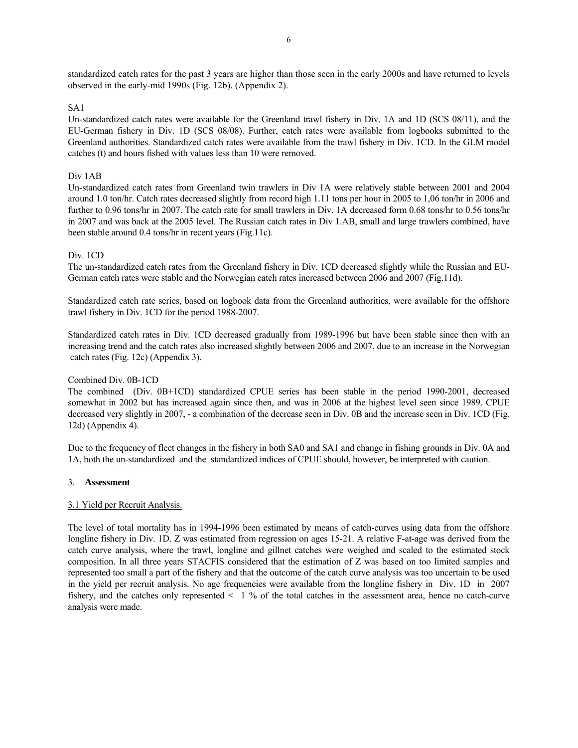standardized catch rates for the past 3 years are higher than those seen in the early 2000s and have returned to levels observed in the early-mid 1990s (Fig. 12b). (Appendix 2).

SA1

Un-standardized catch rates were available for the Greenland trawl fishery in Div. 1A and 1D (SCS 08/11), and the EU-German fishery in Div. 1D (SCS 08/08). Further, catch rates were available from logbooks submitted to the Greenland authorities. Standardized catch rates were available from the trawl fishery in Div. 1CD. In the GLM model catches (t) and hours fished with values less than 10 were removed.

Div 1AB

Un-standardized catch rates from Greenland twin trawlers in Div 1A were relatively stable between 2001 and 2004 around 1.0 ton/hr. Catch rates decreased slightly from record high 1.11 tons per hour in 2005 to 1,06 ton/hr in 2006 and further to 0.96 tons/hr in 2007. The catch rate for small trawlers in Div. 1A decreased form 0.68 tons/hr to 0.56 tons/hr in 2007 and was back at the 2005 level. The Russian catch rates in Div 1.AB, small and large trawlers combined, have been stable around 0.4 tons/hr in recent years (Fig.11c).

Div. 1CD

The un-standardized catch rates from the Greenland fishery in Div. 1CD decreased slightly while the Russian and EU-German catch rates were stable and the Norwegian catch rates increased between 2006 and 2007 (Fig.11d).

Standardized catch rate series, based on logbook data from the Greenland authorities, were available for the offshore trawl fishery in Div. 1CD for the period 1988-2007.

Standardized catch rates in Div. 1CD decreased gradually from 1989-1996 but have been stable since then with an increasing trend and the catch rates also increased slightly between 2006 and 2007, due to an increase in the Norwegian catch rates (Fig. 12c) (Appendix 3).

Combined Div. 0B-1CD

The combined (Div. 0B+1CD) standardized CPUE series has been stable in the period 1990-2001, decreased somewhat in 2002 but has increased again since then, and was in 2006 at the highest level seen since 1989. CPUE decreased very slightly in 2007, - a combination of the decrease seen in Div. 0B and the increase seen in Div. 1CD (Fig. 12d) (Appendix 4).

Due to the frequency of fleet changes in the fishery in both SA0 and SA1 and change in fishing grounds in Div. 0A and 1A, both the un-standardized and the standardized indices of CPUE should, however, be interpreted with caution.

## 3. **Assessment**

### 3.1 Yield per Recruit Analysis.

The level of total mortality has in 1994-1996 been estimated by means of catch-curves using data from the offshore longline fishery in Div. 1D. Z was estimated from regression on ages 15-21. A relative F-at-age was derived from the catch curve analysis, where the trawl, longline and gillnet catches were weighed and scaled to the estimated stock composition. In all three years STACFIS considered that the estimation of Z was based on too limited samples and represented too small a part of the fishery and that the outcome of the catch curve analysis was too uncertain to be used in the yield per recruit analysis. No age frequencies were available from the longline fishery in Div. 1D in 2007 fishery, and the catches only represented < 1 % of the total catches in the assessment area, hence no catch-curve analysis were made.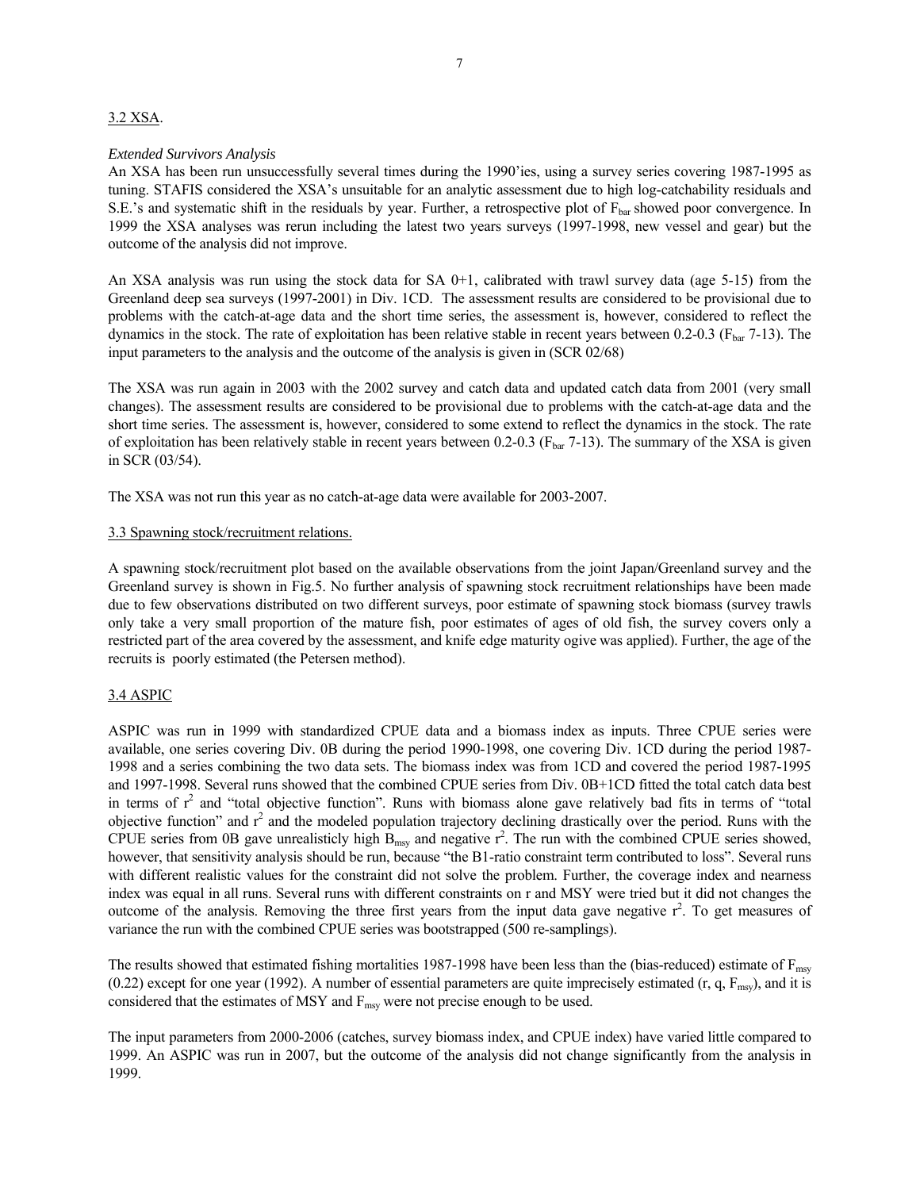## 3.2 XSA.

*Extended Survivors Analysis*

An XSA has been run unsuccessfully several times during the 1990'ies, using a survey series covering 1987-1995 as tuning. STAFIS considered the XSA's unsuitable for an analytic assessment due to high log-catchability residuals and S.E.'s and systematic shift in the residuals by year. Further, a retrospective plot of $F_{bar}$ showed poor convergence. In 1999 the XSA analyses was rerun including the latest two years surveys (1997-1998, new vessel and gear) but the outcome of the analysis did not improve.

An XSA analysis was run using the stock data for SA 0+1, calibrated with trawl survey data (age 5-15) from the Greenland deep sea surveys (1997-2001) in Div. 1CD. The assessment results are considered to be provisional due to problems with the catch-at-age data and the short time series, the assessment is, however, considered to reflect the dynamics in the stock. The rate of exploitation has been relative stable in recent years between 0.2-0.3 ($F_{bar}$ 7-13). The input parameters to the analysis and the outcome of the analysis is given in (SCR 02/68)

The XSA was run again in 2003 with the 2002 survey and catch data and updated catch data from 2001 (very small changes). The assessment results are considered to be provisional due to problems with the catch-at-age data and the short time series. The assessment is, however, considered to some extend to reflect the dynamics in the stock. The rate of exploitation has been relatively stable in recent years between 0.2-0.3 ($F_{bar}$ 7-13). The summary of the XSA is given in SCR (03/54).

The XSA was not run this year as no catch-at-age data were available for 2003-2007.

## 3.3 Spawning stock/recruitment relations.

A spawning stock/recruitment plot based on the available observations from the joint Japan/Greenland survey and the Greenland survey is shown in Fig.5. No further analysis of spawning stock recruitment relationships have been made due to few observations distributed on two different surveys, poor estimate of spawning stock biomass (survey trawls only take a very small proportion of the mature fish, poor estimates of ages of old fish, the survey covers only a restricted part of the area covered by the assessment, and knife edge maturity ogive was applied). Further, the age of the recruits is poorly estimated (the Petersen method).

## 3.4 ASPIC

ASPIC was run in 1999 with standardized CPUE data and a biomass index as inputs. Three CPUE series were available, one series covering Div. 0B during the period 1990-1998, one covering Div. 1CD during the period 1987-1998 and a series combining the two data sets. The biomass index was from 1CD and covered the period 1987-1995 and 1997-1998. Several runs showed that the combined CPUE series from Div. 0B+1CD fitted the total catch data best in terms of $r^2$ and "total objective function". Runs with biomass alone gave relatively bad fits in terms of "total objective function" and $r^2$ and the modeled population trajectory declining drastically over the period. Runs with the CPUE series from 0B gave unrealisticly high $B_{msy}$ and negative $r^2$. The run with the combined CPUE series showed, however, that sensitivity analysis should be run, because "the B1-ratio constraint term contributed to loss". Several runs with different realistic values for the constraint did not solve the problem. Further, the coverage index and nearness index was equal in all runs. Several runs with different constraints on r and MSY were tried but it did not changes the outcome of the analysis. Removing the three first years from the input data gave negative $r^2$. To get measures of variance the run with the combined CPUE series was bootstrapped (500 re-samplings).

The results showed that estimated fishing mortalities 1987-1998 have been less than the (bias-reduced) estimate of $F_{msy}$ (0.22) except for one year (1992). A number of essential parameters are quite imprecisely estimated (r, q, $F_{msy}$), and it is considered that the estimates of MSY and $F_{msy}$ were not precise enough to be used.

The input parameters from 2000-2006 (catches, survey biomass index, and CPUE index) have varied little compared to 1999. An ASPIC was run in 2007, but the outcome of the analysis did not change significantly from the analysis in 1999.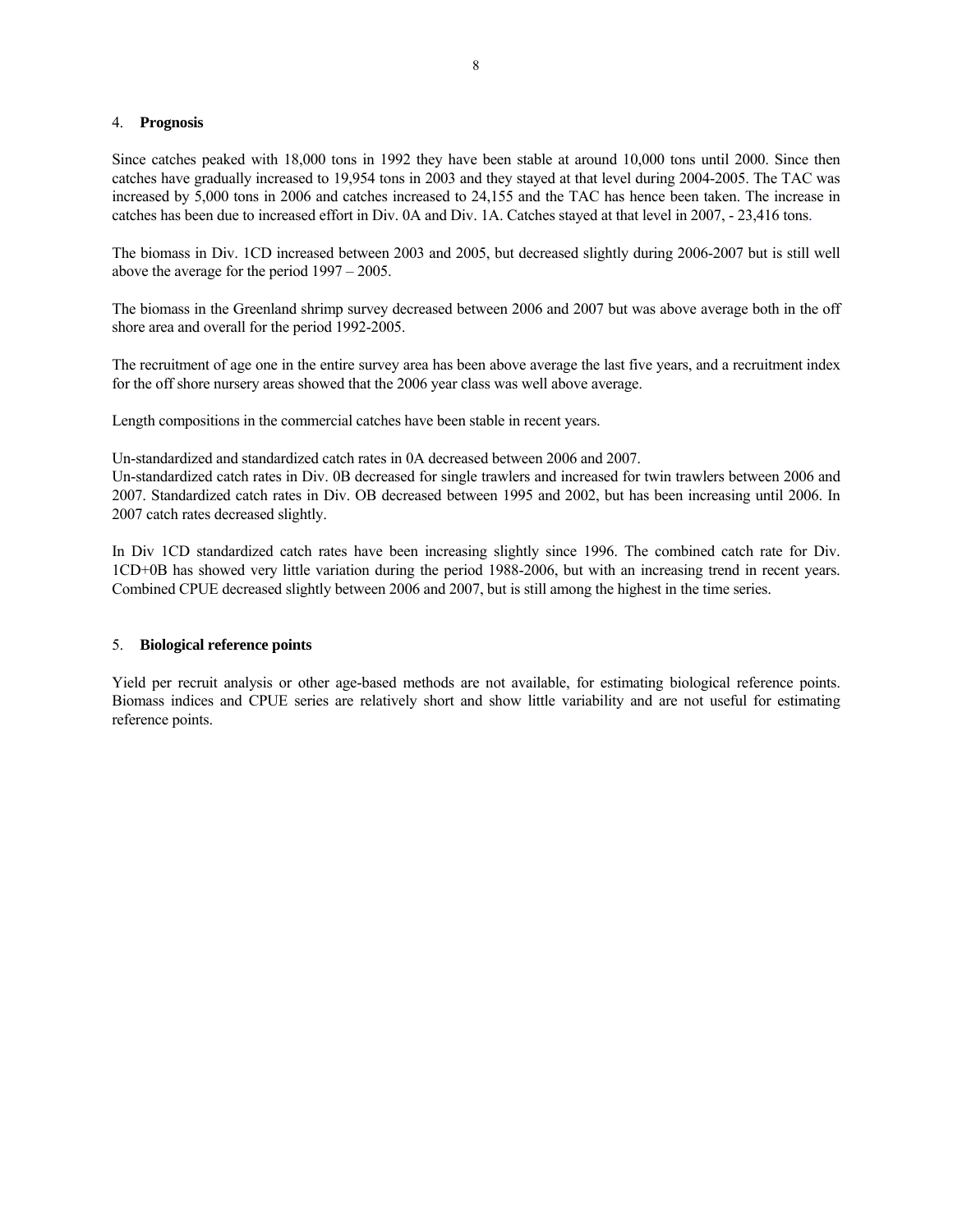## 4. **Prognosis**

Since catches peaked with 18,000 tons in 1992 they have been stable at around 10,000 tons until 2000. Since then catches have gradually increased to 19,954 tons in 2003 and they stayed at that level during 2004-2005. The TAC was increased by 5,000 tons in 2006 and catches increased to 24,155 and the TAC has hence been taken. The increase in catches has been due to increased effort in Div. 0A and Div. 1A. Catches stayed at that level in 2007, - 23,416 tons.

The biomass in Div. 1CD increased between 2003 and 2005, but decreased slightly during 2006-2007 but is still well above the average for the period 1997 – 2005.

The biomass in the Greenland shrimp survey decreased between 2006 and 2007 but was above average both in the off shore area and overall for the period 1992-2005.

The recruitment of age one in the entire survey area has been above average the last five years, and a recruitment index for the off shore nursery areas showed that the 2006 year class was well above average.

Length compositions in the commercial catches have been stable in recent years.

Un-standardized and standardized catch rates in 0A decreased between 2006 and 2007.
Un-standardized catch rates in Div. 0B decreased for single trawlers and increased for twin trawlers between 2006 and 2007. Standardized catch rates in Div. OB decreased between 1995 and 2002, but has been increasing until 2006. In 2007 catch rates decreased slightly.

In Div 1CD standardized catch rates have been increasing slightly since 1996. The combined catch rate for Div. 1CD+0B has showed very little variation during the period 1988-2006, but with an increasing trend in recent years. Combined CPUE decreased slightly between 2006 and 2007, but is still among the highest in the time series.

## 5. **Biological reference points**

Yield per recruit analysis or other age-based methods are not available, for estimating biological reference points. Biomass indices and CPUE series are relatively short and show little variability and are not useful for estimating reference points.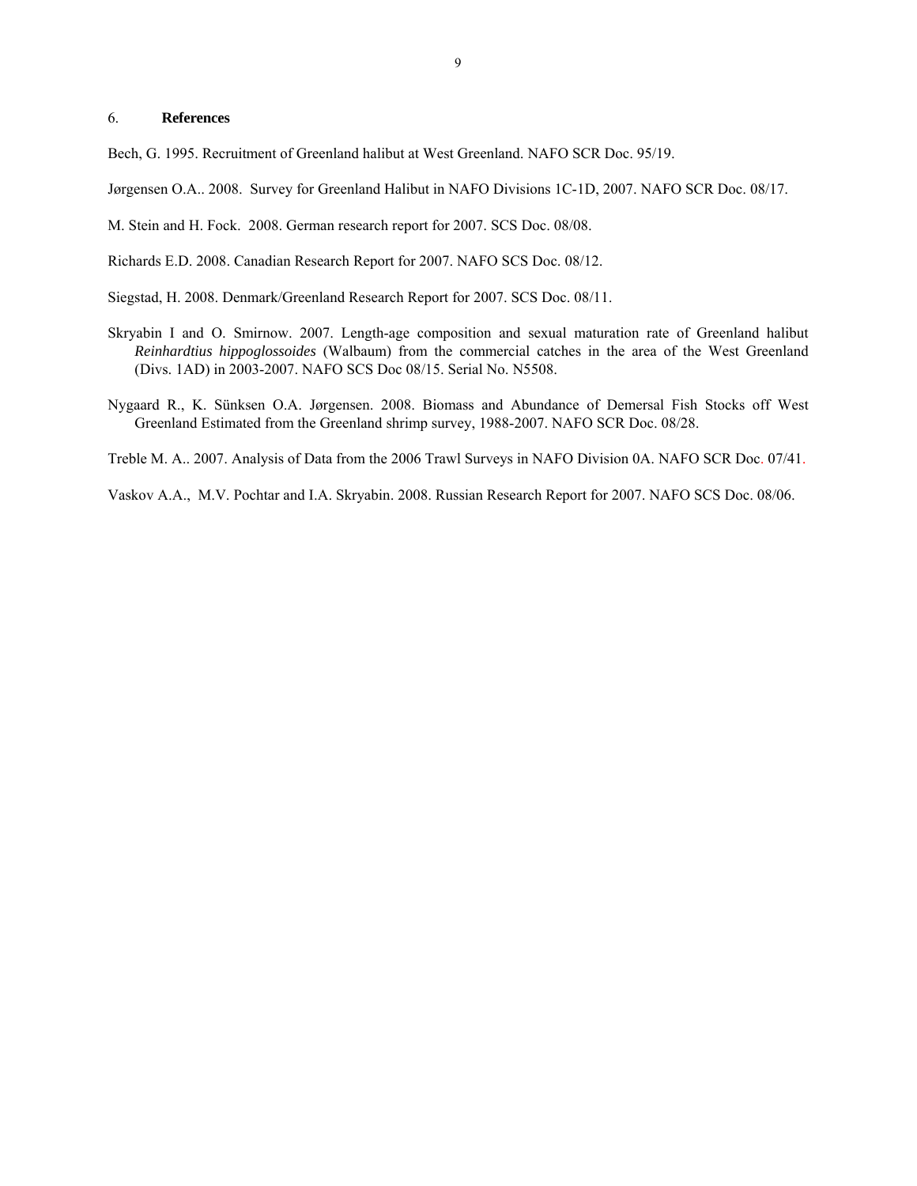## 6. **References**

Bech, G. 1995. Recruitment of Greenland halibut at West Greenland. NAFO SCR Doc. 95/19.

Jørgensen O.A.. 2008. Survey for Greenland Halibut in NAFO Divisions 1C-1D, 2007. NAFO SCR Doc. 08/17.

M. Stein and H. Fock. 2008. German research report for 2007. SCS Doc. 08/08.

Richards E.D. 2008. Canadian Research Report for 2007. NAFO SCS Doc. 08/12.

Siegstad, H. 2008. Denmark/Greenland Research Report for 2007. SCS Doc. 08/11.

Skryabin I and O. Smirnow. 2007. Length-age composition and sexual maturation rate of Greenland halibut *Reinhardtius hippoglossoides* (Walbaum) from the commercial catches in the area of the West Greenland (Divs. 1AD) in 2003-2007. NAFO SCS Doc 08/15. Serial No. N5508.

Nygaard R., K. Sünksen O.A. Jørgensen. 2008. Biomass and Abundance of Demersal Fish Stocks off West Greenland Estimated from the Greenland shrimp survey, 1988-2007. NAFO SCR Doc. 08/28.

Treble M. A.. 2007. Analysis of Data from the 2006 Trawl Surveys in NAFO Division 0A. NAFO SCR Doc. 07/41.

Vaskov A.A., M.V. Pochtar and I.A. Skryabin. 2008. Russian Research Report for 2007. NAFO SCS Doc. 08/06.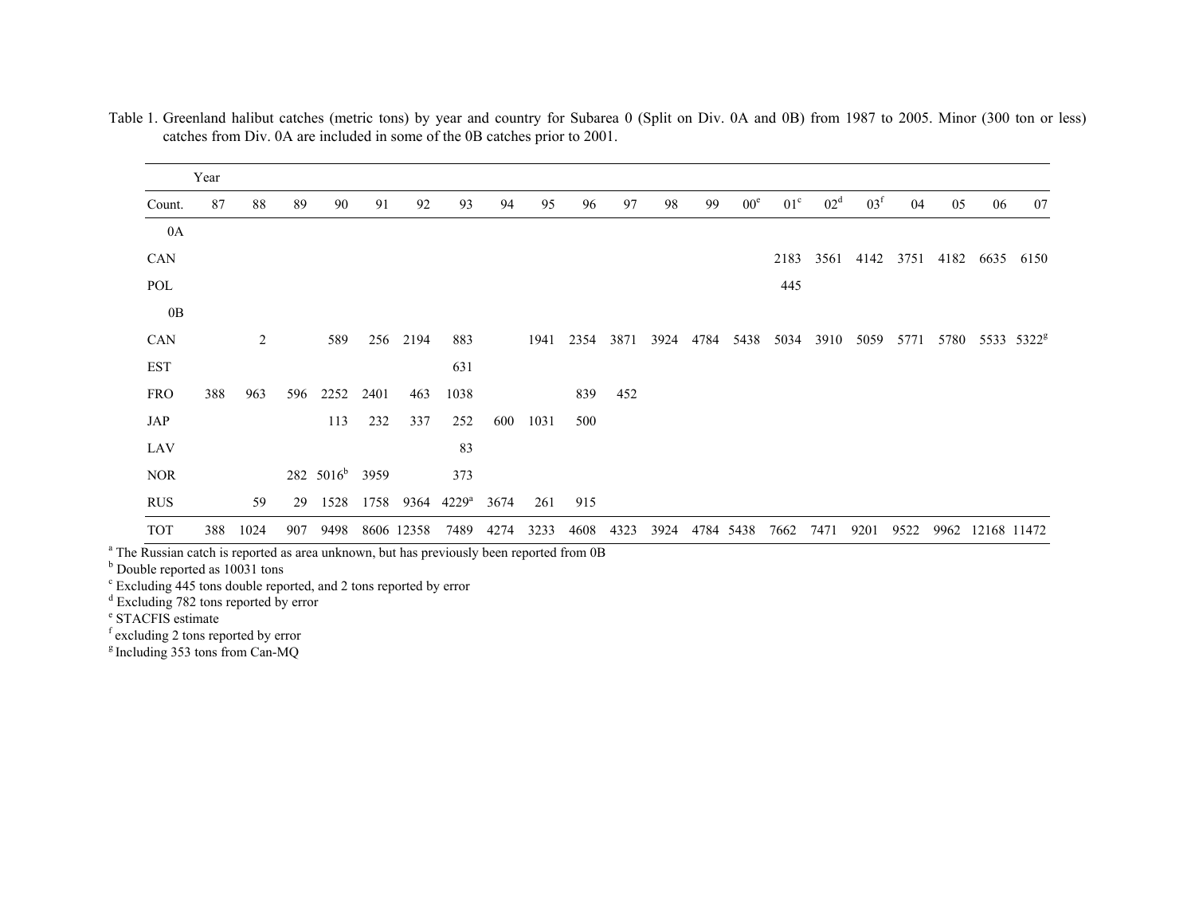Table 1. Greenland halibut catches (metric tons) by year and country for Subarea 0 (Split on Div. 0A and 0B) from 1987 to 2005. Minor (300 ton or less) catches from Div. 0A are included in some of the 0B catches prior to 2001.

| Count. | 87 | 88 | 89 | 90 | 91 | 92 | 93 | 94 | 95 | 96 | 97 | 98 | 99 | 00[e] | 01[c] | 02[d] | 03[f] | 04 | 05 | 06 | 07 |
|---|---|---|---|---|---|---|---|---|---|---|---|---|---|---|---|---|---|---|---|---|---|
| 0A | | | | | | | | | | | | | | | | | | | | | |
| CAN | | | | | | | | | | | | | | | 2183 | 3561 | 4142 | 3751 | 4182 | 6635 | 6150 |
| POL | | | | | | | | | | | | | | | 445 | | | | | | |
| 0B | | | | | | | | | | | | | | | | | | | | | |
| CAN | | 2 | | 589 | 256 | 2194 | 883 | | 1941 | 2354 | 3871 | 3924 | 4784 | 5438 | 5034 | 3910 | 5059 | 5771 | 5780 | 5533 | 5322[g] |
| EST | | | | | | | 631 | | | | | | | | | | | | | | |
| FRO | 388 | 963 | 596 | 2252 | 2401 | 463 | 1038 | | | 839 | 452 | | | | | | | | | | |
| JAP | | | | 113 | 232 | 337 | 252 | 600 | 1031 | 500 | | | | | | | | | | | |
| LAV | | | | | | | 83 | | | | | | | | | | | | | | |
| NOR | | | 282 | 5016[b] | 3959 | | 373 | | | | | | | | | | | | | | |
| RUS | | 59 | 29 | 1528 | 1758 | 9364 | 4229[a] | 3674 | 261 | 915 | | | | | | | | | | | |
| TOT | 388 | 1024 | 907 | 9498 | 8606 | 12358 | 7489 | 4274 | 3233 | 4608 | 4323 | 3924 | 4784 | 5438 | 7662 | 7471 | 9201 | 9522 | 9962 | 12168 | 11472 |

[a] The Russian catch is reported as area unknown, but has previously been reported from 0B
[b] Double reported as 10031 tons
[c] Excluding 445 tons double reported, and 2 tons reported by error
[d] Excluding 782 tons reported by error
[e] STACFIS estimate
[f] excluding 2 tons reported by error
[g] Including 353 tons from Can-MQ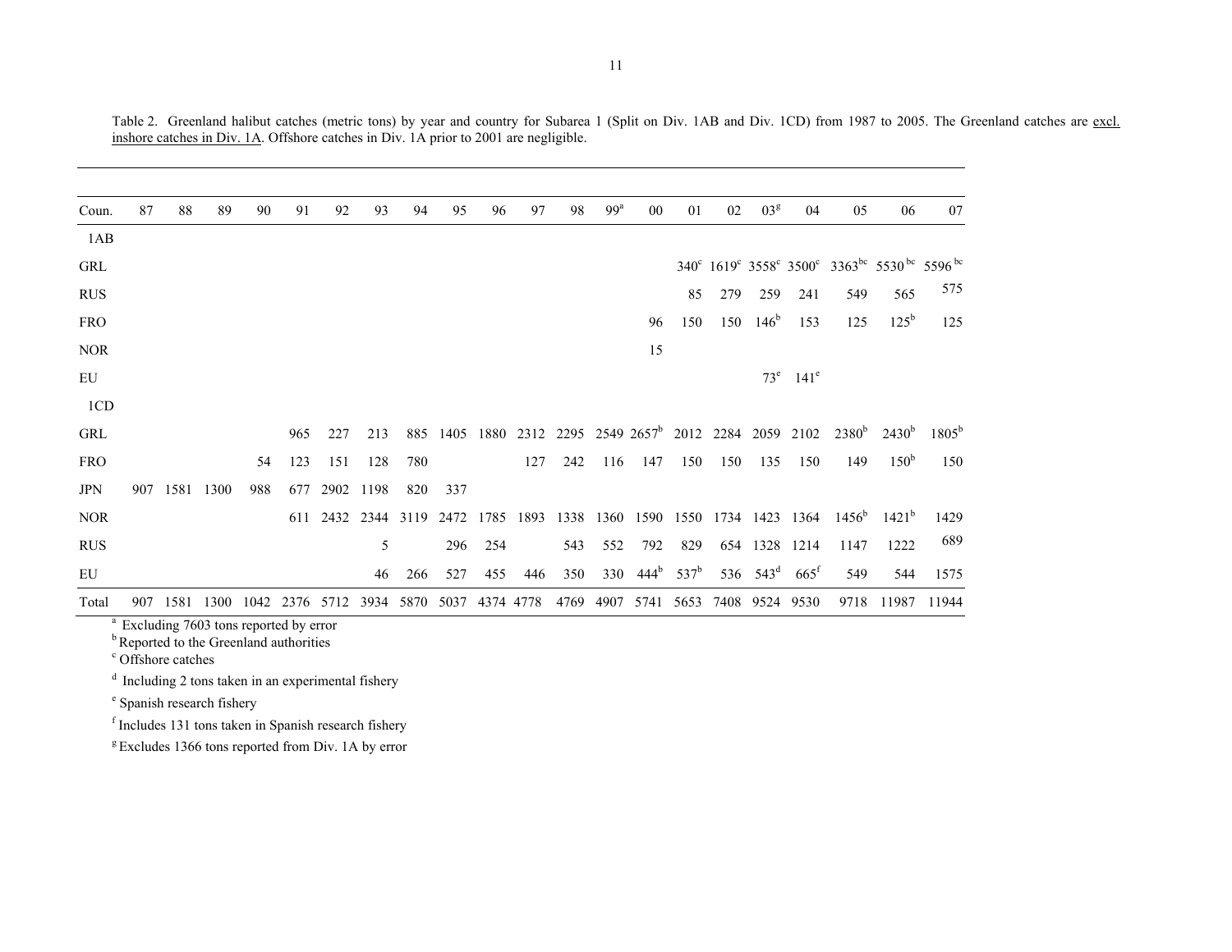Table 2. Greenland halibut catches (metric tons) by year and country for Subarea 1 (Split on Div. 1AB and Div. 1CD) from 1987 to 2005. The Greenland catches are excl. inshore catches in Div. 1A. Offshore catches in Div. 1A prior to 2001 are negligible.

| Coun. | 87 | 88 | 89 | 90 | 91 | 92 | 93 | 94 | 95 | 96 | 97 | 98 | 99[a] | 00 | 01 | 02 | 03[g] | 04 | 05 | 06 | 07 |
|---|---|---|---|---|---|---|---|---|---|---|---|---|---|---|---|---|---|---|---|---|---|
| 1AB | | | | | | | | | | | | | | | | | | | | | |
| GRL | | | | | | | | | | | | | | | 340[c] | 1619[c] | 3558[c] | 3500[c] | 3363[bc] | 5530[bc] | 5596[bc] |
| RUS | | | | | | | | | | | | | | | 85 | 279 | 259 | 241 | 549 | 565 | 575 |
| FRO | | | | | | | | | | | | | | 96 | 150 | 150 | 146[b] | 153 | 125 | 125[b] | 125 |
| NOR | | | | | | | | | | | | | | 15 | | | | | | | |
| EU | | | | | | | | | | | | | | | | | 73[e] | 141[e] | | | |
| 1CD | | | | | | | | | | | | | | | | | | | | | |
| GRL | | | | | 965 | 227 | 213 | 885 | 1405 | 1880 | 2312 | 2295 | 2549 | 2657[b] | 2012 | 2284 | 2059 | 2102 | 2380[b] | 2430[b] | 1805[b] |
| FRO | | | | 54 | 123 | 151 | 128 | 780 | | | 127 | 242 | 116 | 147 | 150 | 150 | 135 | 150 | 149 | 150[b] | 150 |
| JPN | 907 | 1581 | 1300 | 988 | 677 | 2902 | 1198 | 820 | 337 | | | | | | | | | | | | |
| NOR | | | | | 611 | 2432 | 2344 | 3119 | 2472 | 1785 | 1893 | 1338 | 1360 | 1590 | 1550 | 1734 | 1423 | 1364 | 1456[b] | 1421[b] | 1429 |
| RUS | | | | | | | 5 | | 296 | 254 | | 543 | 552 | 792 | 829 | 654 | 1328 | 1214 | 1147 | 1222 | 689 |
| EU | | | | | | | 46 | 266 | 527 | 455 | 446 | 350 | 330 | 444[b] | 537[b] | 536 | 543[d] | 665[f] | 549 | 544 | 1575 |
| Total | 907 | 1581 | 1300 | 1042 | 2376 | 5712 | 3934 | 5870 | 5037 | 4374 | 4778 | 4769 | 4907 | 5741 | 5653 | 7408 | 9524 | 9530 | 9718 | 11987 | 11944 |

[a] Excluding 7603 tons reported by error

[b] Reported to the Greenland authorities

[c] Offshore catches

[d] Including 2 tons taken in an experimental fishery

[e] Spanish research fishery

[f] Includes 131 tons taken in Spanish research fishery

[g] Excludes 1366 tons reported from Div. 1A by error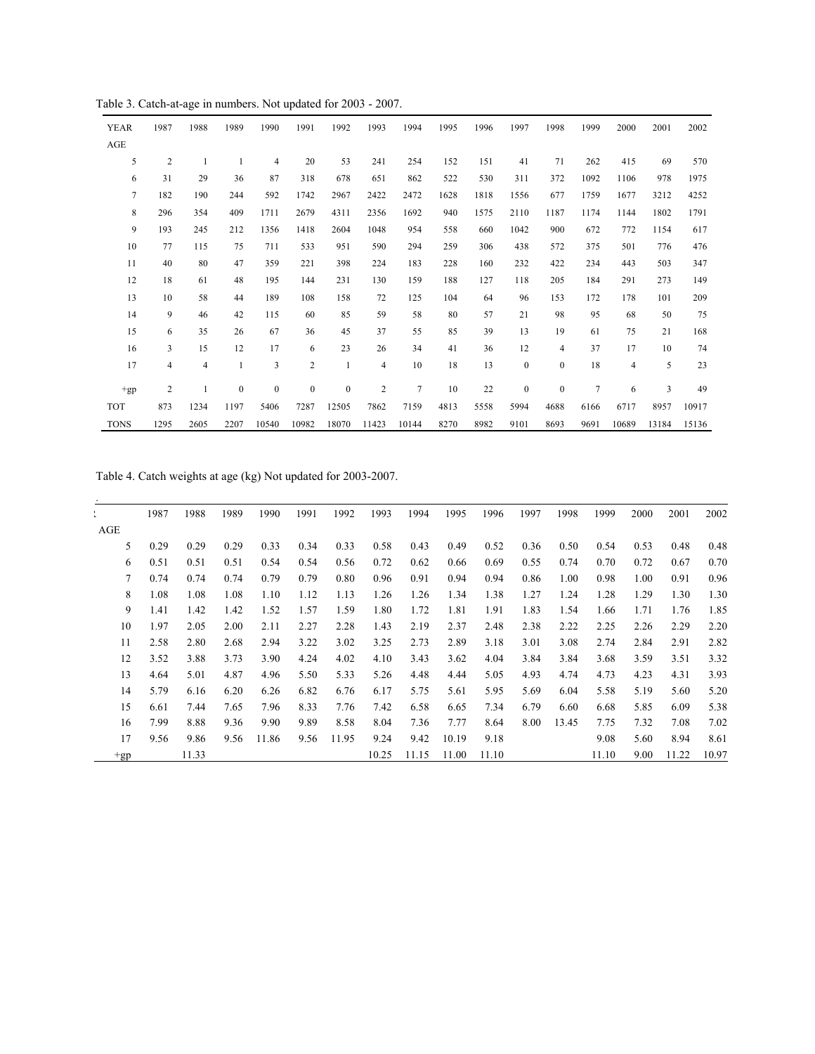Table 3. Catch-at-age in numbers. Not updated for 2003 - 2007.

| YEAR | 1987 | 1988 | 1989 | 1990 | 1991 | 1992 | 1993 | 1994 | 1995 | 1996 | 1997 | 1998 | 1999 | 2000 | 2001 | 2002 |
|---|---|---|---|---|---|---|---|---|---|---|---|---|---|---|---|---|
| AGE | | | | | | | | | | | | | | | | |
| 5 | 2 | 1 | 1 | 4 | 20 | 53 | 241 | 254 | 152 | 151 | 41 | 71 | 262 | 415 | 69 | 570 |
| 6 | 31 | 29 | 36 | 87 | 318 | 678 | 651 | 862 | 522 | 530 | 311 | 372 | 1092 | 1106 | 978 | 1975 |
| 7 | 182 | 190 | 244 | 592 | 1742 | 2967 | 2422 | 2472 | 1628 | 1818 | 1556 | 677 | 1759 | 1677 | 3212 | 4252 |
| 8 | 296 | 354 | 409 | 1711 | 2679 | 4311 | 2356 | 1692 | 940 | 1575 | 2110 | 1187 | 1174 | 1144 | 1802 | 1791 |
| 9 | 193 | 245 | 212 | 1356 | 1418 | 2604 | 1048 | 954 | 558 | 660 | 1042 | 900 | 672 | 772 | 1154 | 617 |
| 10 | 77 | 115 | 75 | 711 | 533 | 951 | 590 | 294 | 259 | 306 | 438 | 572 | 375 | 501 | 776 | 476 |
| 11 | 40 | 80 | 47 | 359 | 221 | 398 | 224 | 183 | 228 | 160 | 232 | 422 | 234 | 443 | 503 | 347 |
| 12 | 18 | 61 | 48 | 195 | 144 | 231 | 130 | 159 | 188 | 127 | 118 | 205 | 184 | 291 | 273 | 149 |
| 13 | 10 | 58 | 44 | 189 | 108 | 158 | 72 | 125 | 104 | 64 | 96 | 153 | 172 | 178 | 101 | 209 |
| 14 | 9 | 46 | 42 | 115 | 60 | 85 | 59 | 58 | 80 | 57 | 21 | 98 | 95 | 68 | 50 | 75 |
| 15 | 6 | 35 | 26 | 67 | 36 | 45 | 37 | 55 | 85 | 39 | 13 | 19 | 61 | 75 | 21 | 168 |
| 16 | 3 | 15 | 12 | 17 | 6 | 23 | 26 | 34 | 41 | 36 | 12 | 4 | 37 | 17 | 10 | 74 |
| 17 | 4 | 4 | 1 | 3 | 2 | 1 | 4 | 10 | 18 | 13 | 0 | 0 | 18 | 4 | 5 | 23 |
| +gp | 2 | 1 | 0 | 0 | 0 | 0 | 2 | 7 | 10 | 22 | 0 | 0 | 7 | 6 | 3 | 49 |
| TOT | 873 | 1234 | 1197 | 5406 | 7287 | 12505 | 7862 | 7159 | 4813 | 5558 | 5994 | 4688 | 6166 | 6717 | 8957 | 10917 |
| TONS | 1295 | 2605 | 2207 | 10540 | 10982 | 18070 | 11423 | 10144 | 8270 | 8982 | 9101 | 8693 | 9691 | 10689 | 13184 | 15136 |

Table 4. Catch weights at age (kg) Not updated for 2003-2007.

| | 1987 | 1988 | 1989 | 1990 | 1991 | 1992 | 1993 | 1994 | 1995 | 1996 | 1997 | 1998 | 1999 | 2000 | 2001 | 2002 |
|---|---|---|---|---|---|---|---|---|---|---|---|---|---|---|---|---|
| AGE | | | | | | | | | | | | | | | | |
| 5 | 0.29 | 0.29 | 0.29 | 0.33 | 0.34 | 0.33 | 0.58 | 0.43 | 0.49 | 0.52 | 0.36 | 0.50 | 0.54 | 0.53 | 0.48 | 0.48 |
| 6 | 0.51 | 0.51 | 0.51 | 0.54 | 0.54 | 0.56 | 0.72 | 0.62 | 0.66 | 0.69 | 0.55 | 0.74 | 0.70 | 0.72 | 0.67 | 0.70 |
| 7 | 0.74 | 0.74 | 0.74 | 0.79 | 0.79 | 0.80 | 0.96 | 0.91 | 0.94 | 0.94 | 0.86 | 1.00 | 0.98 | 1.00 | 0.91 | 0.96 |
| 8 | 1.08 | 1.08 | 1.08 | 1.10 | 1.12 | 1.13 | 1.26 | 1.26 | 1.34 | 1.38 | 1.27 | 1.24 | 1.28 | 1.29 | 1.30 | 1.30 |
| 9 | 1.41 | 1.42 | 1.42 | 1.52 | 1.57 | 1.59 | 1.80 | 1.72 | 1.81 | 1.91 | 1.83 | 1.54 | 1.66 | 1.71 | 1.76 | 1.85 |
| 10 | 1.97 | 2.05 | 2.00 | 2.11 | 2.27 | 2.28 | 1.43 | 2.19 | 2.37 | 2.48 | 2.38 | 2.22 | 2.25 | 2.26 | 2.29 | 2.20 |
| 11 | 2.58 | 2.80 | 2.68 | 2.94 | 3.22 | 3.02 | 3.25 | 2.73 | 2.89 | 3.18 | 3.01 | 3.08 | 2.74 | 2.84 | 2.91 | 2.82 |
| 12 | 3.52 | 3.88 | 3.73 | 3.90 | 4.24 | 4.02 | 4.10 | 3.43 | 3.62 | 4.04 | 3.84 | 3.84 | 3.68 | 3.59 | 3.51 | 3.32 |
| 13 | 4.64 | 5.01 | 4.87 | 4.96 | 5.50 | 5.33 | 5.26 | 4.48 | 4.44 | 5.05 | 4.93 | 4.74 | 4.73 | 4.23 | 4.31 | 3.93 |
| 14 | 5.79 | 6.16 | 6.20 | 6.26 | 6.82 | 6.76 | 6.17 | 5.75 | 5.61 | 5.95 | 5.69 | 6.04 | 5.58 | 5.19 | 5.60 | 5.20 |
| 15 | 6.61 | 7.44 | 7.65 | 7.96 | 8.33 | 7.76 | 7.42 | 6.58 | 6.65 | 7.34 | 6.79 | 6.60 | 6.68 | 5.85 | 6.09 | 5.38 |
| 16 | 7.99 | 8.88 | 9.36 | 9.90 | 9.89 | 8.58 | 8.04 | 7.36 | 7.77 | 8.64 | 8.00 | 13.45 | 7.75 | 7.32 | 7.08 | 7.02 |
| 17 | 9.56 | 9.86 | 9.56 | 11.86 | 9.56 | 11.95 | 9.24 | 9.42 | 10.19 | 9.18 | | | 9.08 | 5.60 | 8.94 | 8.61 |
| +gp | | 11.33 | | | | | 10.25 | 11.15 | 11.00 | 11.10 | | | 11.10 | 9.00 | 11.22 | 10.97 |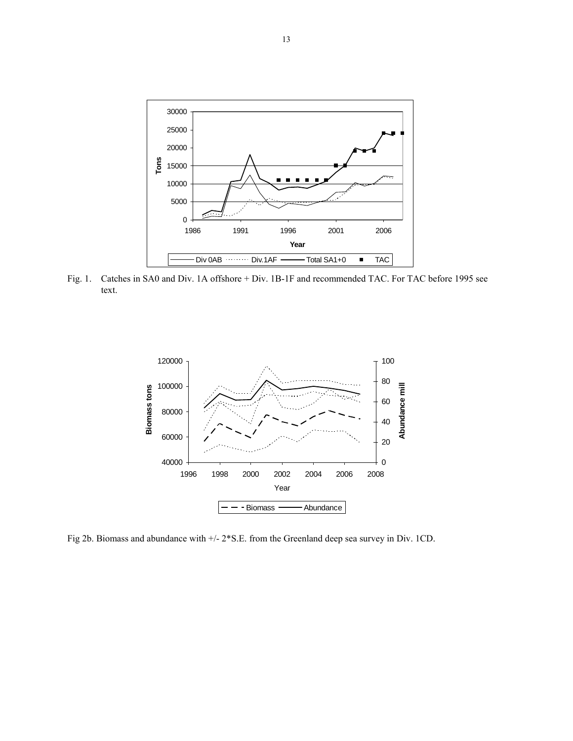Fig. 1. Catches in SA0 and Div. 1A offshore + Div. 1B-1F and recommended TAC. For TAC before 1995 see text.

Fig 2b. Biomass and abundance with +/- 2*S.E. from the Greenland deep sea survey in Div. 1CD.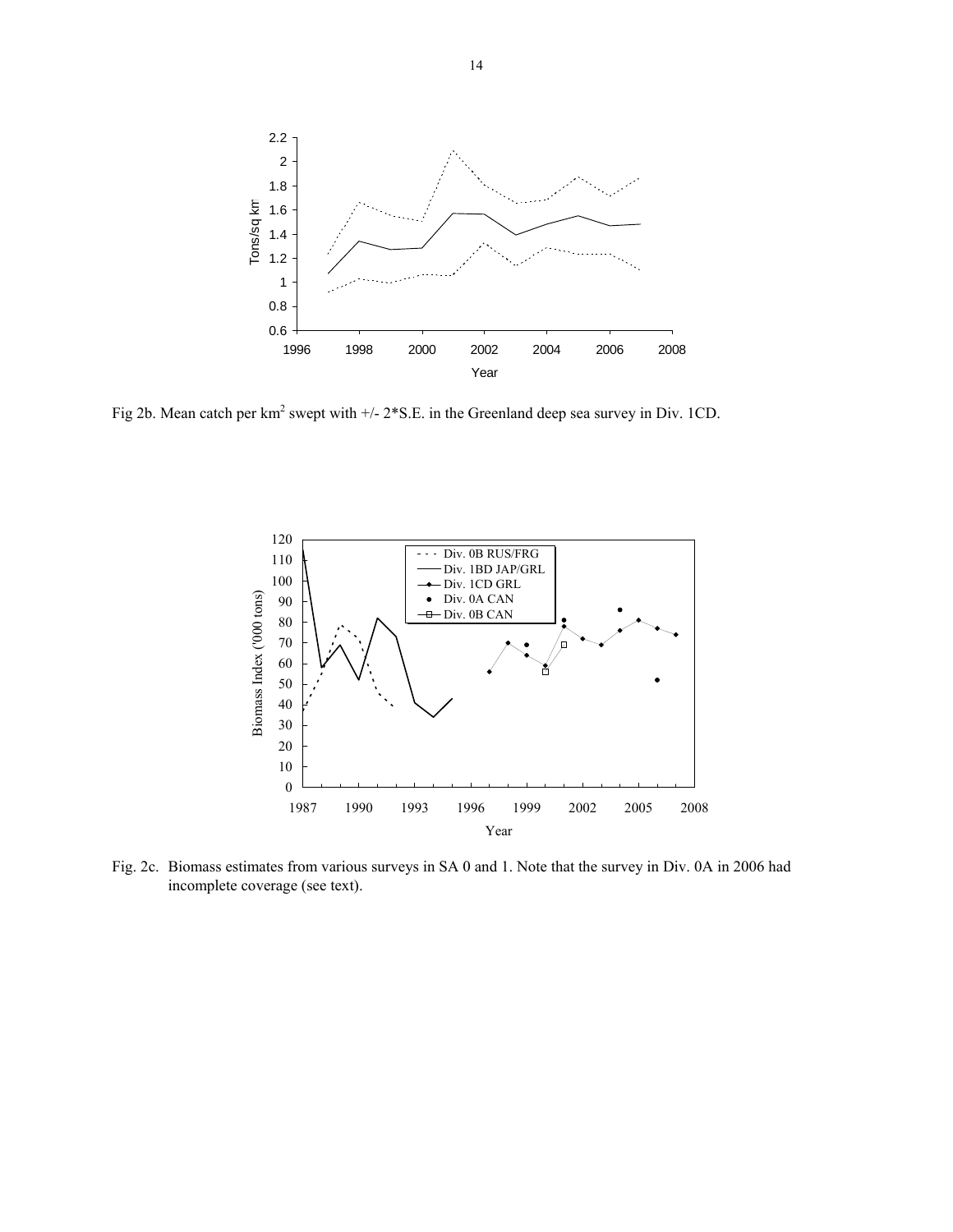Fig 2b. Mean catch per km$^2$ swept with +/- 2*S.E. in the Greenland deep sea survey in Div. 1CD.

Fig. 2c. Biomass estimates from various surveys in SA 0 and 1. Note that the survey in Div. 0A in 2006 had incomplete coverage (see text).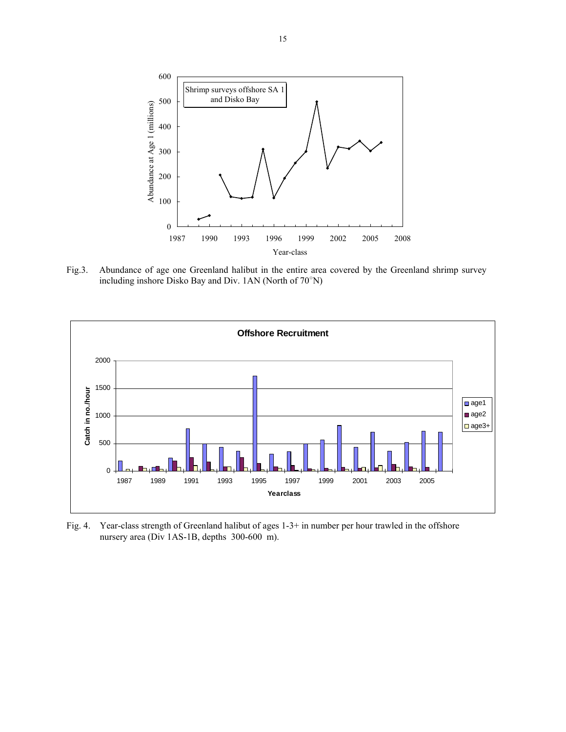Fig.3. Abundance of age one Greenland halibut in the entire area covered by the Greenland shrimp survey including inshore Disko Bay and Div. 1AN (North of 70°N)

Fig. 4. Year-class strength of Greenland halibut of ages 1-3+ in number per hour trawled in the offshore nursery area (Div 1AS-1B, depths 300-600 m).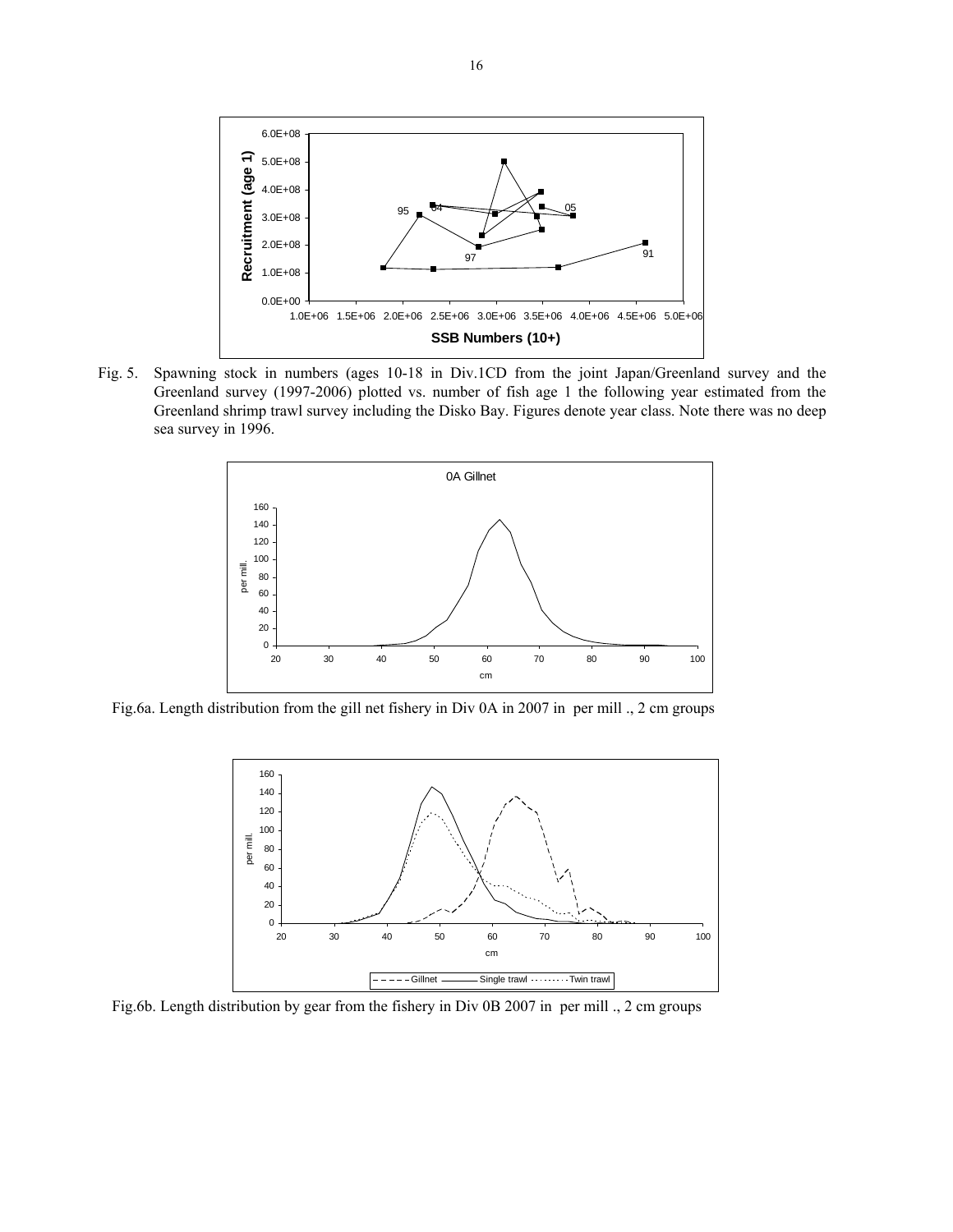Fig. 5. Spawning stock in numbers (ages 10-18 in Div.1CD from the joint Japan/Greenland survey and the Greenland survey (1997-2006) plotted vs. number of fish age 1 the following year estimated from the Greenland shrimp trawl survey including the Disko Bay. Figures denote year class. Note there was no deep sea survey in 1996.

Fig.6a. Length distribution from the gill net fishery in Div 0A in 2007 in per mill ., 2 cm groups

Fig.6b. Length distribution by gear from the fishery in Div 0B 2007 in per mill ., 2 cm groups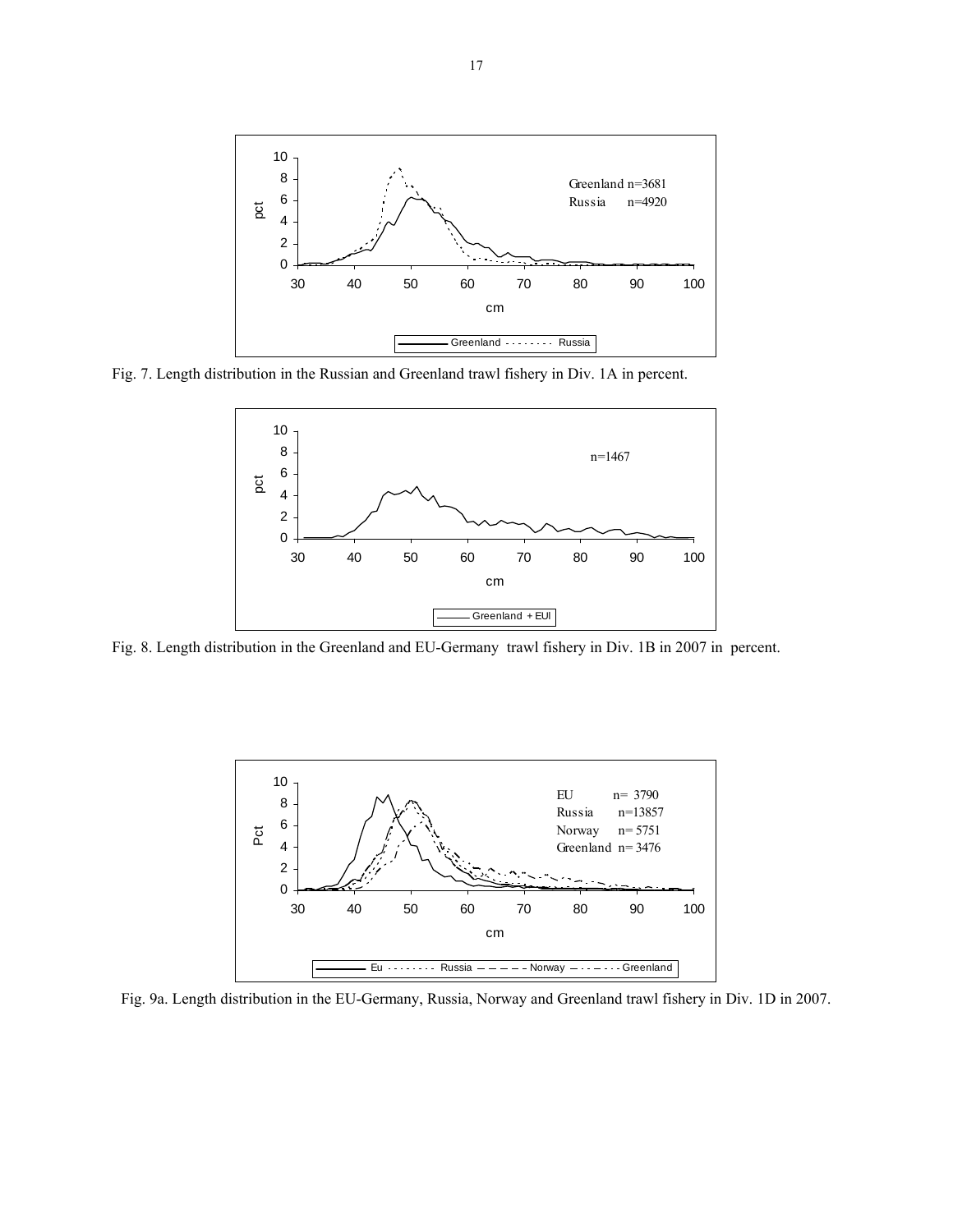Fig. 7. Length distribution in the Russian and Greenland trawl fishery in Div. 1A in percent.

Fig. 8. Length distribution in the Greenland and EU-Germany trawl fishery in Div. 1B in 2007 in percent.

Fig. 9a. Length distribution in the EU-Germany, Russia, Norway and Greenland trawl fishery in Div. 1D in 2007.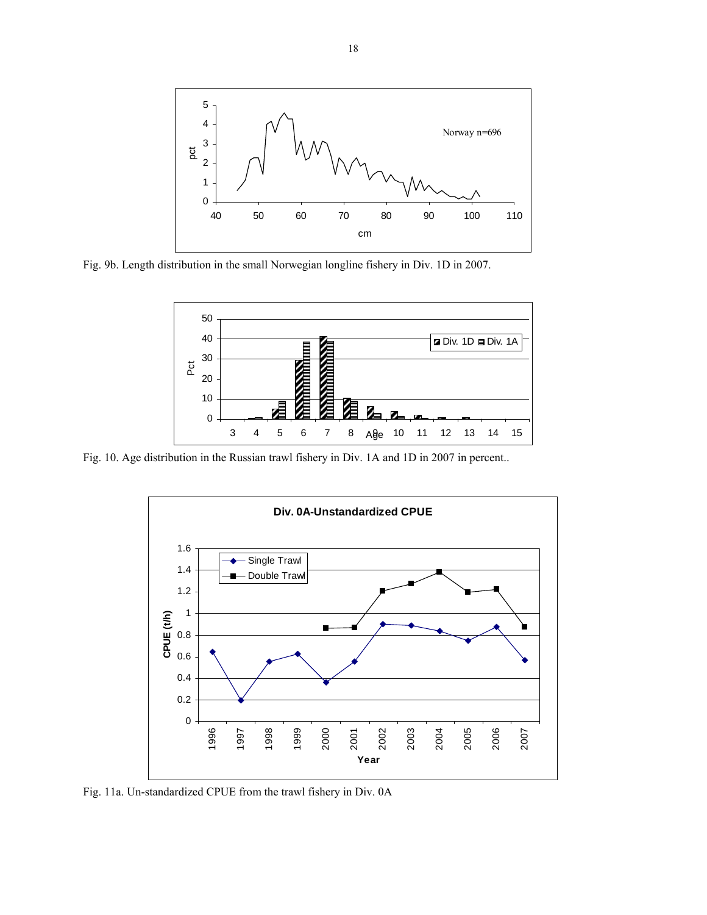Fig. 9b. Length distribution in the small Norwegian longline fishery in Div. 1D in 2007.

Fig. 10. Age distribution in the Russian trawl fishery in Div. 1A and 1D in 2007 in percent..

Fig. 11a. Un-standardized CPUE from the trawl fishery in Div. 0A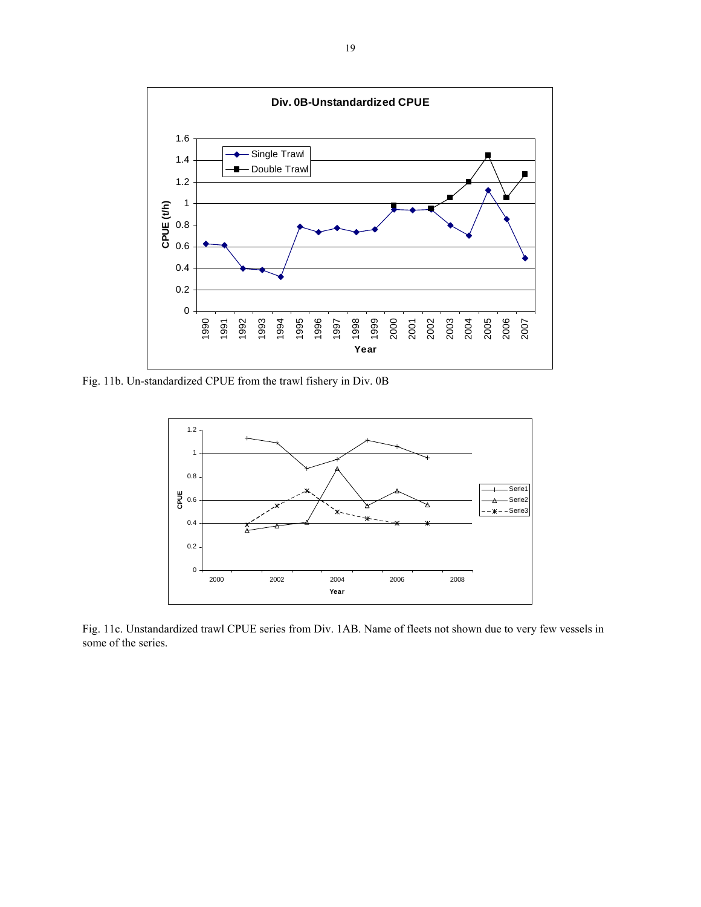Fig. 11b. Un-standardized CPUE from the trawl fishery in Div. 0B

Fig. 11c. Unstandardized trawl CPUE series from Div. 1AB. Name of fleets not shown due to very few vessels in some of the series.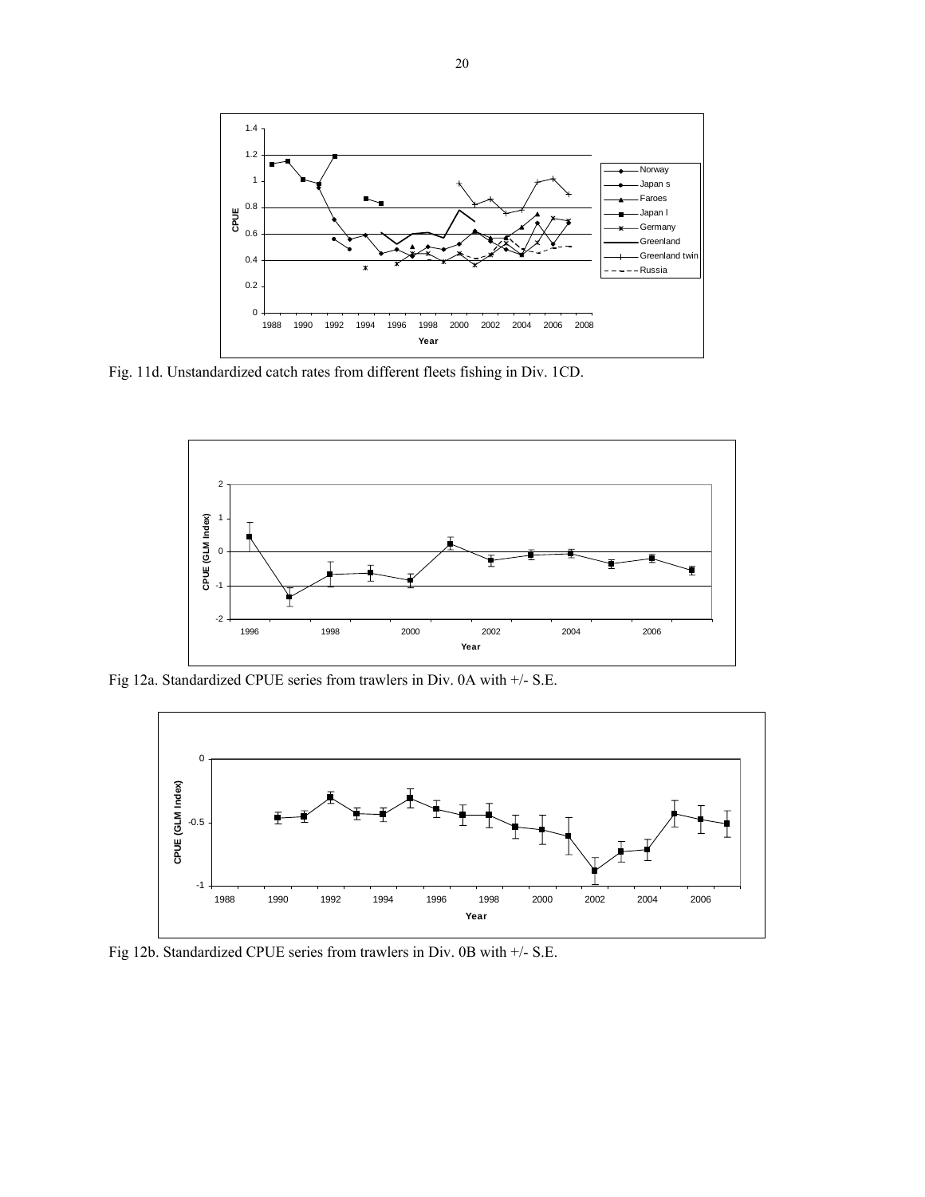Fig. 11d. Unstandardized catch rates from different fleets fishing in Div. 1CD.

Fig 12a. Standardized CPUE series from trawlers in Div. 0A with +/- S.E.

Fig 12b. Standardized CPUE series from trawlers in Div. 0B with +/- S.E.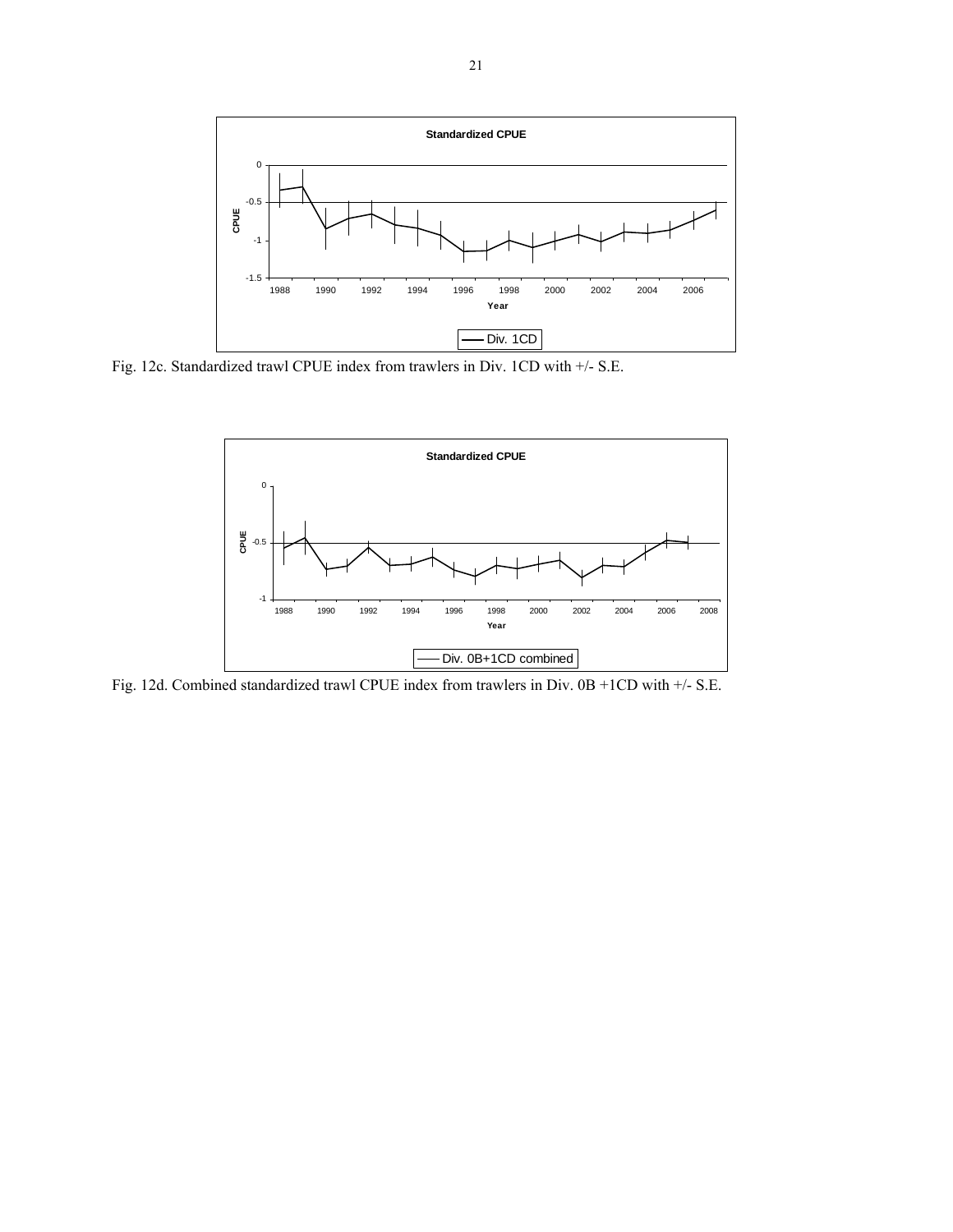Fig. 12c. Standardized trawl CPUE index from trawlers in Div. 1CD with +/- S.E.

Fig. 12d. Combined standardized trawl CPUE index from trawlers in Div. 0B +1CD with +/- S.E.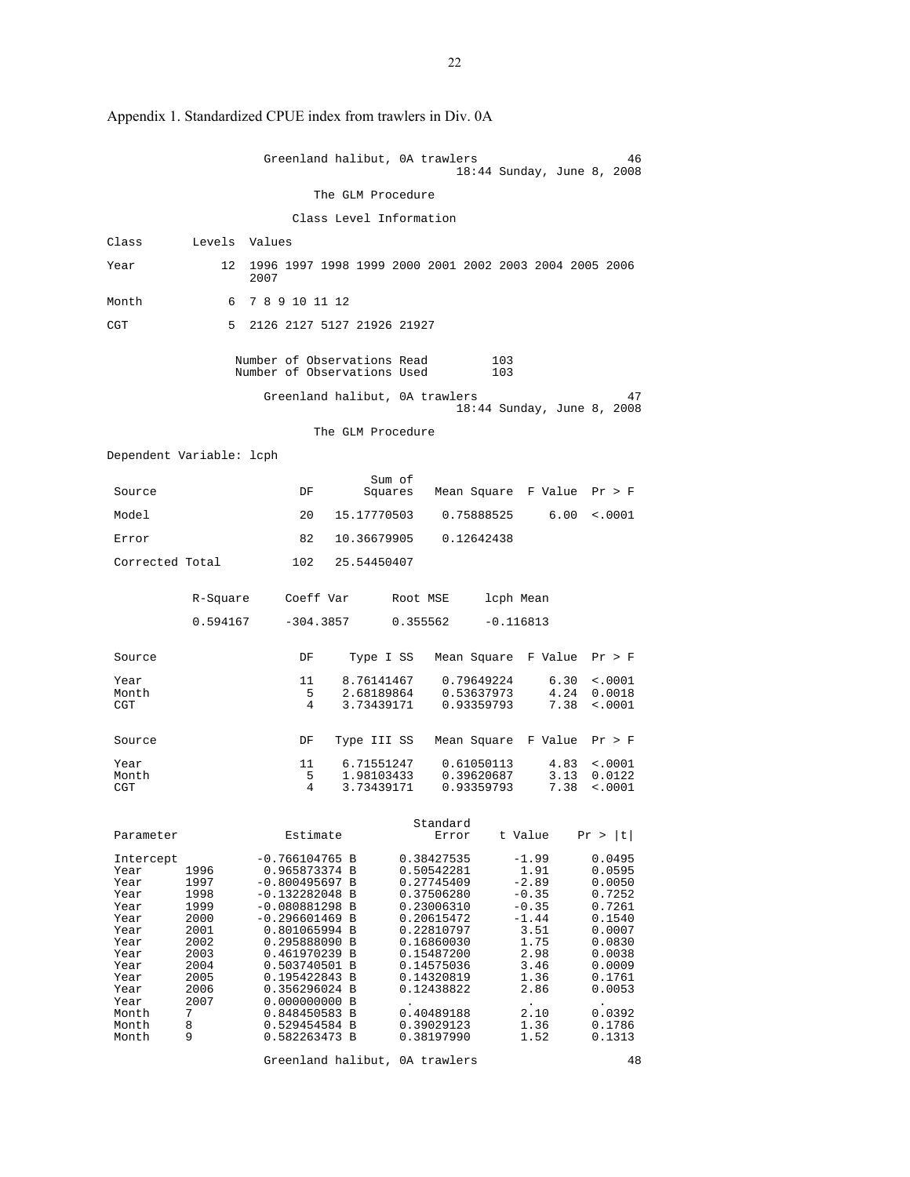Appendix 1. Standardized CPUE index from trawlers in Div. 0A

```
                    Greenland halibut, 0A trawlers                       46
                                           18:44 Sunday, June 8, 2008

                             The GLM Procedure

                          Class Level Information

Class       Levels  Values

Year            12  1996 1997 1998 1999 2000 2001 2002 2003 2004 2005 2006
                    2007

Month            6  7 8 9 10 11 12

CGT              5  2126 2127 5127 21926 21927


                Number of Observations Read         103
                Number of Observations Used         103

                    Greenland halibut, 0A trawlers                       47
                                           18:44 Sunday, June 8, 2008

                             The GLM Procedure

Dependent Variable: lcph

                                        Sum of
 Source                      DF        Squares   Mean Square  F Value  Pr > F

 Model                       20    15.17770503    0.75888525     6.00  <.0001

 Error                       82    10.36679905    0.12642438

 Corrected Total            102    25.54450407


            R-Square     Coeff Var      Root MSE     lcph Mean

            0.594167     -304.3857      0.355562     -0.116813


 Source                      DF      Type I SS   Mean Square  F Value  Pr > F

 Year                        11     8.76141467    0.79649224     6.30  <.0001
 Month                        5     2.68189864    0.53637973     4.24  0.0018
 CGT                          4     3.73439171    0.93359793     7.38  <.0001


 Source                      DF    Type III SS   Mean Square  F Value  Pr > F

 Year                        11     6.71551247    0.61050113     4.83  <.0001
 Month                        5     1.98103433    0.39620687     3.13  0.0122
 CGT                          4     3.73439171    0.93359793     7.38  <.0001


                                                 Standard
 Parameter              Estimate                    Error    t Value    Pr > |t|

 Intercept          -0.766104765 B           0.38427535      -1.99      0.0495
 Year      1996      0.965873374 B           0.50542281       1.91      0.0595
 Year      1997     -0.800495697 B           0.27745409      -2.89      0.0050
 Year      1998     -0.132282048 B           0.37506280      -0.35      0.7252
 Year      1999     -0.080881298 B           0.23006310      -0.35      0.7261
 Year      2000     -0.296601469 B           0.20615472      -1.44      0.1540
 Year      2001      0.801065994 B           0.22810797       3.51      0.0007
 Year      2002      0.295888090 B           0.16860030       1.75      0.0830
 Year      2003      0.461970239 B           0.15487200       2.98      0.0038
 Year      2004      0.503740501 B           0.14575036       3.46      0.0009
 Year      2005      0.195422843 B           0.14320819       1.36      0.1761
 Year      2006      0.356296024 B           0.12438822       2.86      0.0053
 Year      2007      0.000000000 B            .                .           .
 Month     7         0.848450583 B           0.40489188       2.10      0.0392
 Month     8         0.529454584 B           0.39029123       1.36      0.1786
 Month     9         0.582263473 B           0.38197990       1.52      0.1313

                    Greenland halibut, 0A trawlers                       48
```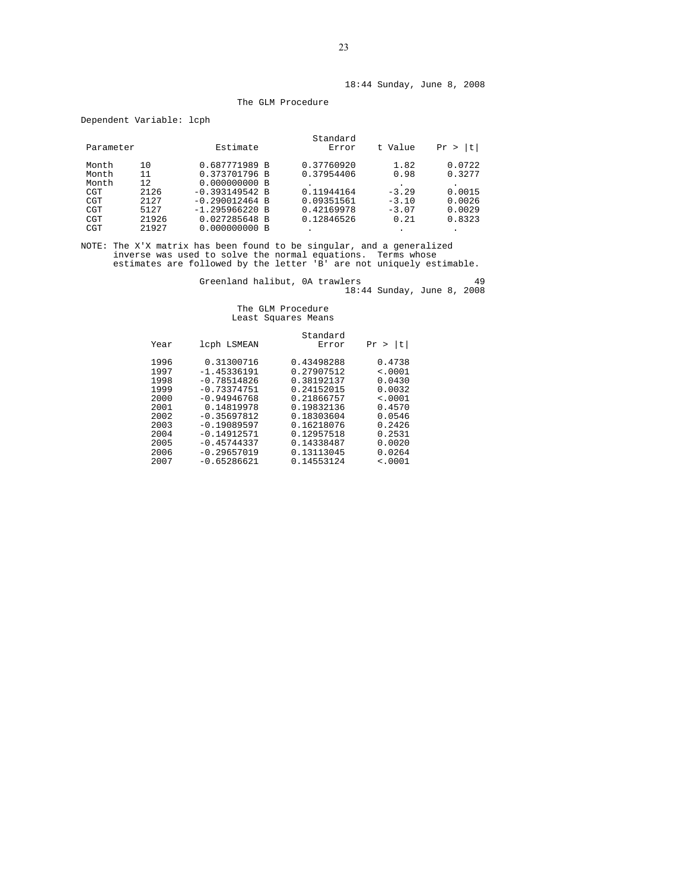18:44 Sunday, June 8, 2008

The GLM Procedure

Dependent Variable: lcph

| Parameter | | Estimate | Standard Error | t Value | Pr > \|t\| |
|---|---|---|---|---|---|
| Month | 10 | 0.687771989 B | 0.37760920 | 1.82 | 0.0722 |
| Month | 11 | 0.373701796 B | 0.37954406 | 0.98 | 0.3277 |
| Month | 12 | 0.000000000 B | . | . | . |
| CGT | 2126 | -0.393149542 B | 0.11944164 | -3.29 | 0.0015 |
| CGT | 2127 | -0.290012464 B | 0.09351561 | -3.10 | 0.0026 |
| CGT | 5127 | -1.295966220 B | 0.42169978 | -3.07 | 0.0029 |
| CGT | 21926 | 0.027285648 B | 0.12846526 | 0.21 | 0.8323 |
| CGT | 21927 | 0.000000000 B | . | . | . |

NOTE: The X'X matrix has been found to be singular, and a generalized inverse was used to solve the normal equations. Terms whose estimates are followed by the letter 'B' are not uniquely estimable.

Greenland halibut, 0A trawlers 49

18:44 Sunday, June 8, 2008

The GLM Procedure
Least Squares Means

| Year | lcph LSMEAN | Standard Error | Pr > \|t\| |
|---|---|---|---|
| 1996 | 0.31300716 | 0.43498288 | 0.4738 |
| 1997 | -1.45336191 | 0.27907512 | <.0001 |
| 1998 | -0.78514826 | 0.38192137 | 0.0430 |
| 1999 | -0.73374751 | 0.24152015 | 0.0032 |
| 2000 | -0.94946768 | 0.21866757 | <.0001 |
| 2001 | 0.14819978 | 0.19832136 | 0.4570 |
| 2002 | -0.35697812 | 0.18303604 | 0.0546 |
| 2003 | -0.19089597 | 0.16218076 | 0.2426 |
| 2004 | -0.14912571 | 0.12957518 | 0.2531 |
| 2005 | -0.45744337 | 0.14338487 | 0.0020 |
| 2006 | -0.29657019 | 0.13113045 | 0.0264 |
| 2007 | -0.65286621 | 0.14553124 | <.0001 |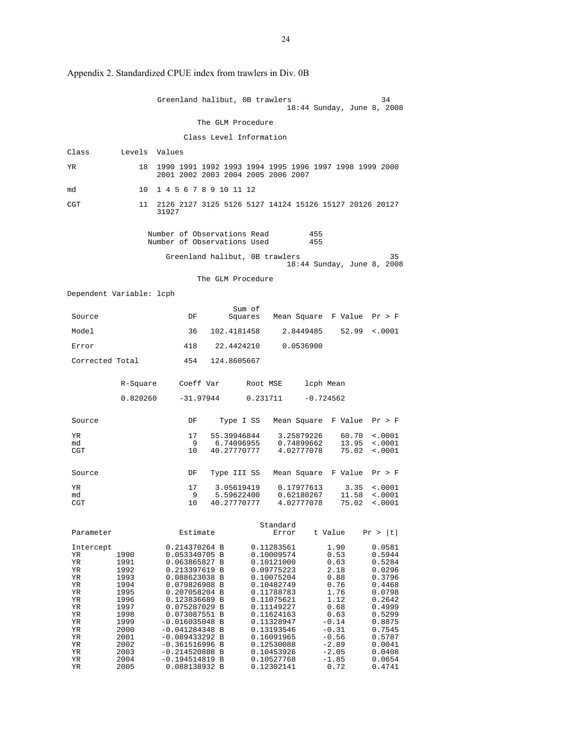Appendix 2. Standardized CPUE index from trawlers in Div. 0B

```
                    Greenland halibut, 0B trawlers                    34
                                             18:44 Sunday, June 8, 2008

                              The GLM Procedure

                           Class Level Information

Class        Levels  Values

YR               18  1990 1991 1992 1993 1994 1995 1996 1997 1998 1999 2000
                     2001 2002 2003 2004 2005 2006 2007

md               10  1 4 5 6 7 8 9 10 11 12

CGT              11  2126 2127 3125 5126 5127 14124 15126 15127 20126 20127
                     31927


                  Number of Observations Read         455
                  Number of Observations Used         455

                      Greenland halibut, 0B trawlers                    35
                                             18:44 Sunday, June 8, 2008

                              The GLM Procedure

Dependent Variable: lcph

                                        Sum of
 Source                      DF        Squares   Mean Square  F Value  Pr > F

 Model                       36    102.4181458     2.8449485    52.99  <.0001

 Error                      418     22.4424210     0.0536900

 Corrected Total            454    124.8605667


            R-Square     Coeff Var      Root MSE     lcph Mean

            0.820260     -31.97944      0.231711     -0.724562


 Source                      DF      Type I SS   Mean Square  F Value  Pr > F

 YR                          17    55.39946844    3.25879226    60.70  <.0001
 md                           9     6.74096955    0.74899662    13.95  <.0001
 CGT                         10    40.27770777    4.02777078    75.02  <.0001


 Source                      DF    Type III SS   Mean Square  F Value  Pr > F

 YR                          17     3.05619419    0.17977613     3.35  <.0001
 md                           9     5.59622400    0.62180267    11.58  <.0001
 CGT                         10    40.27770777    4.02777078    75.02  <.0001


                                                 Standard
 Parameter                 Estimate                 Error    t Value    Pr > |t|

 Intercept              0.214370264 B      0.11283561       1.90      0.0581
 YR        1990         0.053340705 B      0.10009574       0.53      0.5944
 YR        1991         0.063865827 B      0.10121000       0.63      0.5284
 YR        1992         0.213397619 B      0.09775223       2.18      0.0296
 YR        1993         0.088623038 B      0.10075204       0.88      0.3796
 YR        1994         0.079826908 B      0.10482749       0.76      0.4468
 YR        1995         0.207058204 B      0.11788783       1.76      0.0798
 YR        1996         0.123836689 B      0.11075621       1.12      0.2642
 YR        1997         0.075287029 B      0.11149227       0.68      0.4999
 YR        1998         0.073087551 B      0.11624163       0.63      0.5299
 YR        1999        -0.016035048 B      0.11328947      -0.14      0.8875
 YR        2000        -0.041284348 B      0.13193546      -0.31      0.7545
 YR        2001        -0.089433292 B      0.16091965      -0.56      0.5787
 YR        2002        -0.361516996 B      0.12530088      -2.89      0.0041
 YR        2003        -0.214520888 B      0.10453926      -2.05      0.0408
 YR        2004        -0.194514819 B      0.10527768      -1.85      0.0654
 YR        2005         0.088138932 B      0.12302141       0.72      0.4741
```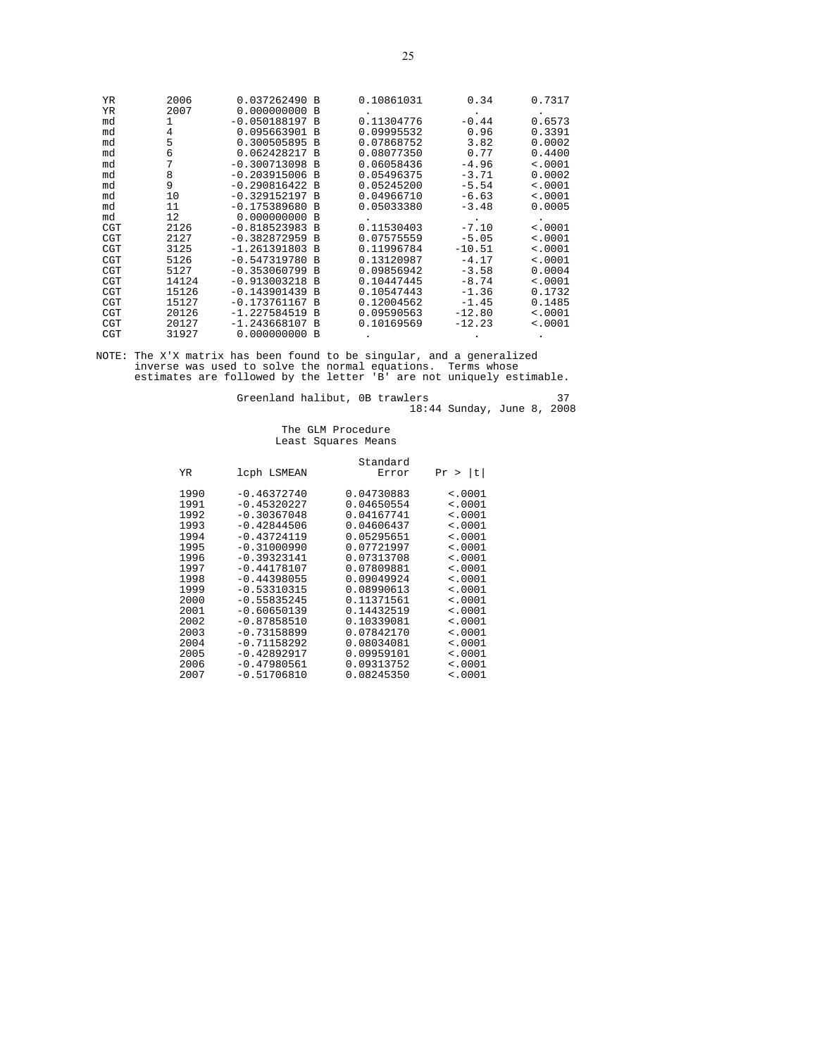| | | | | | |
|---|---|---|---|---|---|
| YR | 2006 | 0.037262490 B | 0.10861031 | 0.34 | 0.7317 |
| YR | 2007 | 0.000000000 B | . | . | . |
| md | 1 | -0.050188197 B | 0.11304776 | -0.44 | 0.6573 |
| md | 4 | 0.095663901 B | 0.09995532 | 0.96 | 0.3391 |
| md | 5 | 0.300505895 B | 0.07868752 | 3.82 | 0.0002 |
| md | 6 | 0.062428217 B | 0.08077350 | 0.77 | 0.4400 |
| md | 7 | -0.300713098 B | 0.06058436 | -4.96 | <.0001 |
| md | 8 | -0.203915006 B | 0.05496375 | -3.71 | 0.0002 |
| md | 9 | -0.290816422 B | 0.05245200 | -5.54 | <.0001 |
| md | 10 | -0.329152197 B | 0.04966710 | -6.63 | <.0001 |
| md | 11 | -0.175389680 B | 0.05033380 | -3.48 | 0.0005 |
| md | 12 | 0.000000000 B | . | . | . |
| CGT | 2126 | -0.818523983 B | 0.11530403 | -7.10 | <.0001 |
| CGT | 2127 | -0.382872959 B | 0.07575559 | -5.05 | <.0001 |
| CGT | 3125 | -1.261391803 B | 0.11996784 | -10.51 | <.0001 |
| CGT | 5126 | -0.547319780 B | 0.13120987 | -4.17 | <.0001 |
| CGT | 5127 | -0.353060799 B | 0.09856942 | -3.58 | 0.0004 |
| CGT | 14124 | -0.913003218 B | 0.10447445 | -8.74 | <.0001 |
| CGT | 15126 | -0.143901439 B | 0.10547443 | -1.36 | 0.1732 |
| CGT | 15127 | -0.173761167 B | 0.12004562 | -1.45 | 0.1485 |
| CGT | 20126 | -1.227584519 B | 0.09590563 | -12.80 | <.0001 |
| CGT | 20127 | -1.243668107 B | 0.10169569 | -12.23 | <.0001 |
| CGT | 31927 | 0.000000000 B | . | . | . |

NOTE: The X'X matrix has been found to be singular, and a generalized inverse was used to solve the normal equations. Terms whose estimates are followed by the letter 'B' are not uniquely estimable.

Greenland halibut, 0B trawlers 37
18:44 Sunday, June 8, 2008

The GLM Procedure
Least Squares Means

| YR | lcph LSMEAN | Standard Error | Pr > \|t\| |
|---|---|---|---|
| 1990 | -0.46372740 | 0.04730883 | <.0001 |
| 1991 | -0.45320227 | 0.04650554 | <.0001 |
| 1992 | -0.30367048 | 0.04167741 | <.0001 |
| 1993 | -0.42844506 | 0.04606437 | <.0001 |
| 1994 | -0.43724119 | 0.05295651 | <.0001 |
| 1995 | -0.31000990 | 0.07721997 | <.0001 |
| 1996 | -0.39323141 | 0.07313708 | <.0001 |
| 1997 | -0.44178107 | 0.07809881 | <.0001 |
| 1998 | -0.44398055 | 0.09049924 | <.0001 |
| 1999 | -0.53310315 | 0.08990613 | <.0001 |
| 2000 | -0.55835245 | 0.11371561 | <.0001 |
| 2001 | -0.60650139 | 0.14432519 | <.0001 |
| 2002 | -0.87858510 | 0.10339081 | <.0001 |
| 2003 | -0.73158899 | 0.07842170 | <.0001 |
| 2004 | -0.71158292 | 0.08034081 | <.0001 |
| 2005 | -0.42892917 | 0.09959101 | <.0001 |
| 2006 | -0.47980561 | 0.09313752 | <.0001 |
| 2007 | -0.51706810 | 0.08245350 | <.0001 |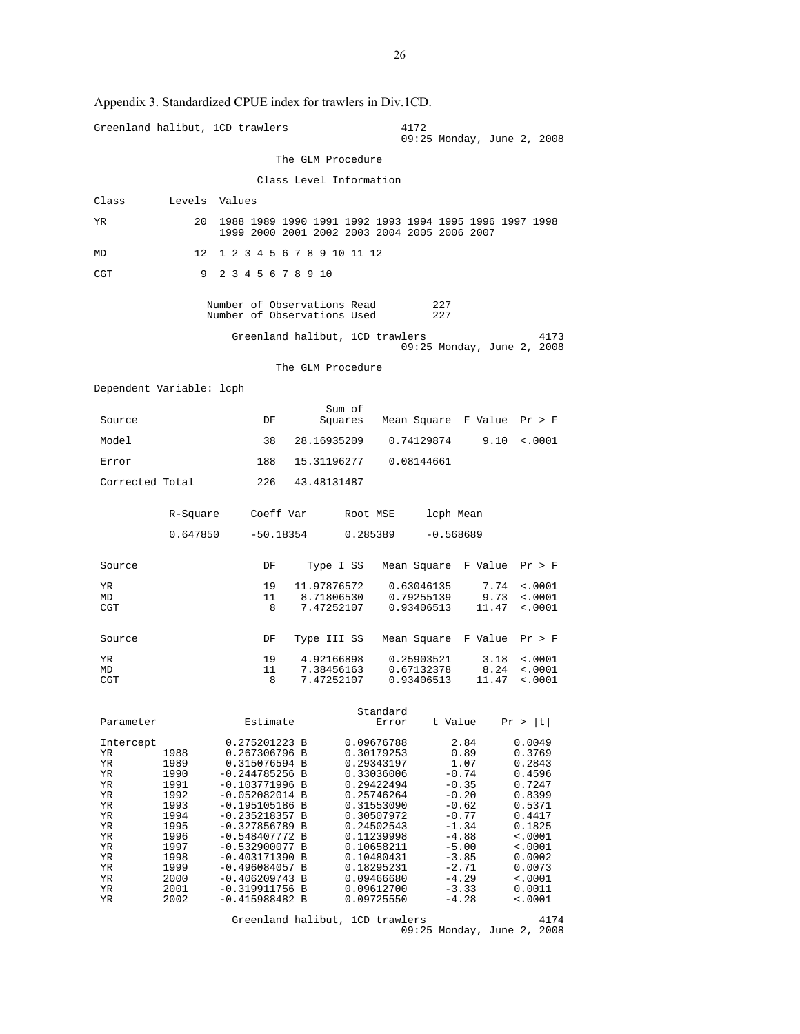Appendix 3. Standardized CPUE index for trawlers in Div.1CD.

Greenland halibut, 1CD trawlers 4172
09:25 Monday, June 2, 2008

The GLM Procedure

Class Level Information

| Class | Levels | Values |
|---|---|---|
| YR | 20 | 1988 1989 1990 1991 1992 1993 1994 1995 1996 1997 1998 1999 2000 2001 2002 2003 2004 2005 2006 2007 |
| MD | 12 | 1 2 3 4 5 6 7 8 9 10 11 12 |
| CGT | 9 | 2 3 4 5 6 7 8 9 10 |

Number of Observations Read 227
Number of Observations Used 227

Greenland halibut, 1CD trawlers 4173
09:25 Monday, June 2, 2008

The GLM Procedure

Dependent Variable: lcph

| Source | DF | Sum of Squares | Mean Square | F Value | Pr > F |
|---|---|---|---|---|---|
| Model | 38 | 28.16935209 | 0.74129874 | 9.10 | <.0001 |
| Error | 188 | 15.31196277 | 0.08144661 | | |
| Corrected Total | 226 | 43.48131487 | | | |

| R-Square | Coeff Var | Root MSE | lcph Mean |
|---|---|---|---|
| 0.647850 | -50.18354 | 0.285389 | -0.568689 |

| Source | DF | Type I SS | Mean Square | F Value | Pr > F |
|---|---|---|---|---|---|
| YR | 19 | 11.97876572 | 0.63046135 | 7.74 | <.0001 |
| MD | 11 | 8.71806530 | 0.79255139 | 9.73 | <.0001 |
| CGT | 8 | 7.47252107 | 0.93406513 | 11.47 | <.0001 |

| Source | DF | Type III SS | Mean Square | F Value | Pr > F |
|---|---|---|---|---|---|
| YR | 19 | 4.92166898 | 0.25903521 | 3.18 | <.0001 |
| MD | 11 | 7.38456163 | 0.67132378 | 8.24 | <.0001 |
| CGT | 8 | 7.47252107 | 0.93406513 | 11.47 | <.0001 |

| Parameter | | Estimate | | Standard Error | t Value | Pr > \|t\| |
|---|---|---|---|---|---|---|
| Intercept | | 0.275201223 | B | 0.09676788 | 2.84 | 0.0049 |
| YR | 1988 | 0.267306796 | B | 0.30179253 | 0.89 | 0.3769 |
| YR | 1989 | 0.315076594 | B | 0.29343197 | 1.07 | 0.2843 |
| YR | 1990 | -0.244785256 | B | 0.33036006 | -0.74 | 0.4596 |
| YR | 1991 | -0.103771996 | B | 0.29422494 | -0.35 | 0.7247 |
| YR | 1992 | -0.052082014 | B | 0.25746264 | -0.20 | 0.8399 |
| YR | 1993 | -0.195105186 | B | 0.31553090 | -0.62 | 0.5371 |
| YR | 1994 | -0.235218357 | B | 0.30507972 | -0.77 | 0.4417 |
| YR | 1995 | -0.327856789 | B | 0.24502543 | -1.34 | 0.1825 |
| YR | 1996 | -0.548407772 | B | 0.11239998 | -4.88 | <.0001 |
| YR | 1997 | -0.532900077 | B | 0.10658211 | -5.00 | <.0001 |
| YR | 1998 | -0.403171390 | B | 0.10480431 | -3.85 | 0.0002 |
| YR | 1999 | -0.496084057 | B | 0.18295231 | -2.71 | 0.0073 |
| YR | 2000 | -0.406209743 | B | 0.09466680 | -4.29 | <.0001 |
| YR | 2001 | -0.319911756 | B | 0.09612700 | -3.33 | 0.0011 |
| YR | 2002 | -0.415988482 | B | 0.09725550 | -4.28 | <.0001 |

Greenland halibut, 1CD trawlers 4174
09:25 Monday, June 2, 2008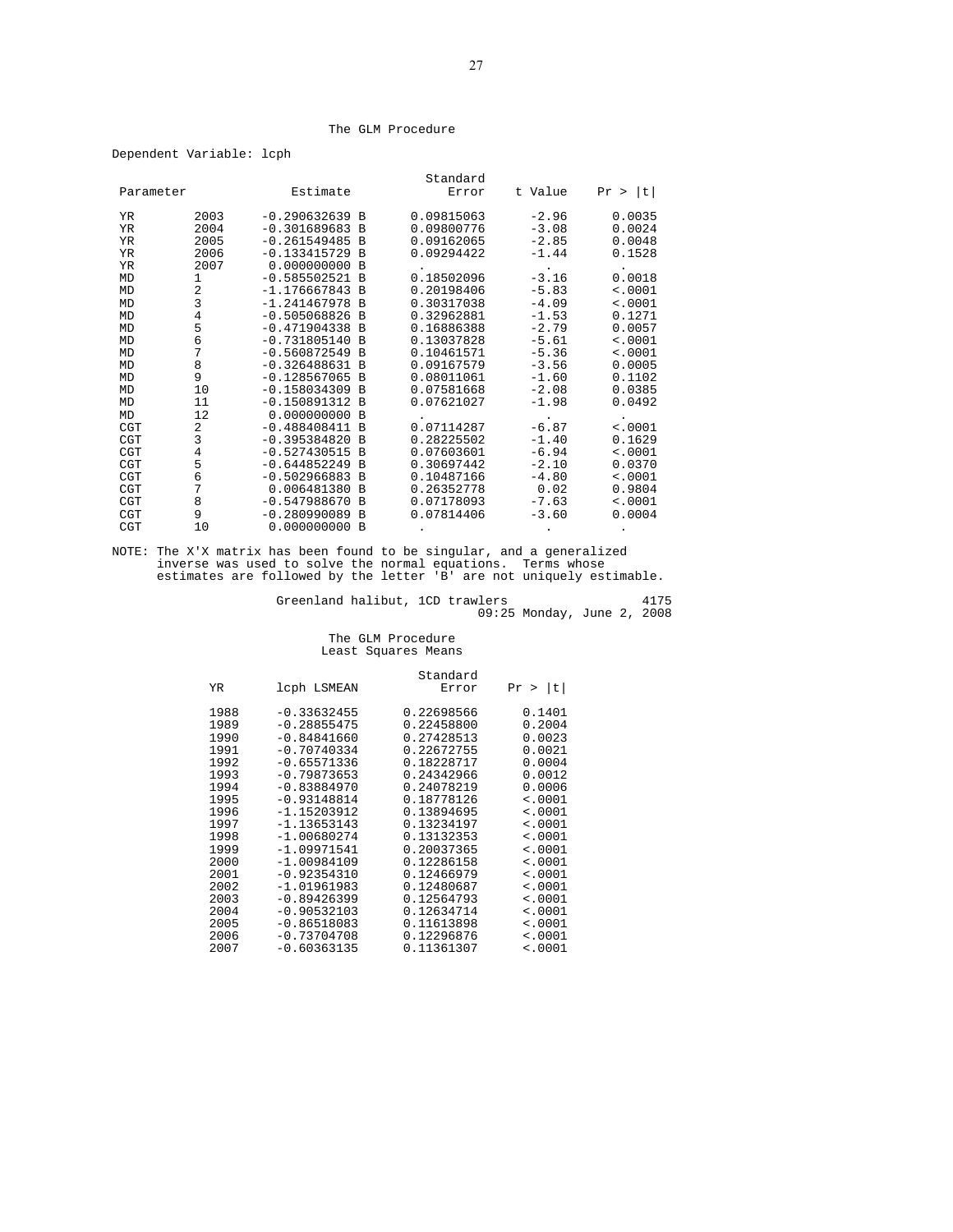The GLM Procedure

Dependent Variable: lcph

| Parameter | | Estimate | Standard Error | t Value | Pr > \|t\| |
|---|---|---|---|---|---|
| YR | 2003 | -0.290632639 B | 0.09815063 | -2.96 | 0.0035 |
| YR | 2004 | -0.301689683 B | 0.09800776 | -3.08 | 0.0024 |
| YR | 2005 | -0.261549485 B | 0.09162065 | -2.85 | 0.0048 |
| YR | 2006 | -0.133415729 B | 0.09294422 | -1.44 | 0.1528 |
| YR | 2007 | 0.000000000 B | . | . | . |
| MD | 1 | -0.585502521 B | 0.18502096 | -3.16 | 0.0018 |
| MD | 2 | -1.176667843 B | 0.20198406 | -5.83 | <.0001 |
| MD | 3 | -1.241467978 B | 0.30317038 | -4.09 | <.0001 |
| MD | 4 | -0.505068826 B | 0.32962881 | -1.53 | 0.1271 |
| MD | 5 | -0.471904338 B | 0.16886388 | -2.79 | 0.0057 |
| MD | 6 | -0.731805140 B | 0.13037828 | -5.61 | <.0001 |
| MD | 7 | -0.560872549 B | 0.10461571 | -5.36 | <.0001 |
| MD | 8 | -0.326488631 B | 0.09167579 | -3.56 | 0.0005 |
| MD | 9 | -0.128567065 B | 0.08011061 | -1.60 | 0.1102 |
| MD | 10 | -0.158034309 B | 0.07581668 | -2.08 | 0.0385 |
| MD | 11 | -0.150891312 B | 0.07621027 | -1.98 | 0.0492 |
| MD | 12 | 0.000000000 B | . | . | . |
| CGT | 2 | -0.488408411 B | 0.07114287 | -6.87 | <.0001 |
| CGT | 3 | -0.395384820 B | 0.28225502 | -1.40 | 0.1629 |
| CGT | 4 | -0.527430515 B | 0.07603601 | -6.94 | <.0001 |
| CGT | 5 | -0.644852249 B | 0.30697442 | -2.10 | 0.0370 |
| CGT | 6 | -0.502966883 B | 0.10487166 | -4.80 | <.0001 |
| CGT | 7 | 0.006481380 B | 0.26352778 | 0.02 | 0.9804 |
| CGT | 8 | -0.547988670 B | 0.07178093 | -7.63 | <.0001 |
| CGT | 9 | -0.280990089 B | 0.07814406 | -3.60 | 0.0004 |
| CGT | 10 | 0.000000000 B | . | . | . |

NOTE: The X'X matrix has been found to be singular, and a generalized inverse was used to solve the normal equations. Terms whose estimates are followed by the letter 'B' are not uniquely estimable.

Greenland halibut, 1CD trawlers 4175
09:25 Monday, June 2, 2008

The GLM Procedure
Least Squares Means

| YR | lcph LSMEAN | Standard Error | Pr > \|t\| |
|---|---|---|---|
| 1988 | -0.33632455 | 0.22698566 | 0.1401 |
| 1989 | -0.28855475 | 0.22458800 | 0.2004 |
| 1990 | -0.84841660 | 0.27428513 | 0.0023 |
| 1991 | -0.70740334 | 0.22672755 | 0.0021 |
| 1992 | -0.65571336 | 0.18228717 | 0.0004 |
| 1993 | -0.79873653 | 0.24342966 | 0.0012 |
| 1994 | -0.83884970 | 0.24078219 | 0.0006 |
| 1995 | -0.93148814 | 0.18778126 | <.0001 |
| 1996 | -1.15203912 | 0.13894695 | <.0001 |
| 1997 | -1.13653143 | 0.13234197 | <.0001 |
| 1998 | -1.00680274 | 0.13132353 | <.0001 |
| 1999 | -1.09971541 | 0.20037365 | <.0001 |
| 2000 | -1.00984109 | 0.12286158 | <.0001 |
| 2001 | -0.92354310 | 0.12466979 | <.0001 |
| 2002 | -1.01961983 | 0.12480687 | <.0001 |
| 2003 | -0.89426399 | 0.12564793 | <.0001 |
| 2004 | -0.90532103 | 0.12634714 | <.0001 |
| 2005 | -0.86518083 | 0.11613898 | <.0001 |
| 2006 | -0.73704708 | 0.12296876 | <.0001 |
| 2007 | -0.60363135 | 0.11361307 | <.0001 |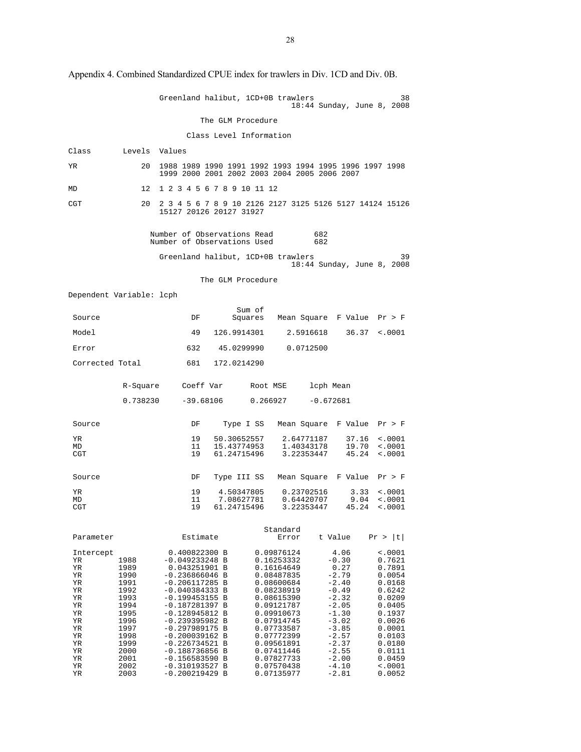Appendix 4. Combined Standardized CPUE index for trawlers in Div. 1CD and Div. 0B.

```
                    Greenland halibut, 1CD+0B trawlers                        38
                                            18:44 Sunday, June 8, 2008

                              The GLM Procedure

                           Class Level Information

Class       Levels  Values

YR              20  1988 1989 1990 1991 1992 1993 1994 1995 1996 1997 1998
                    1999 2000 2001 2002 2003 2004 2005 2006 2007

MD              12  1 2 3 4 5 6 7 8 9 10 11 12

CGT             20  2 3 4 5 6 7 8 9 10 2126 2127 3125 5126 5127 14124 15126
                    15127 20126 20127 31927


                  Number of Observations Read         682
                  Number of Observations Used         682

                    Greenland halibut, 1CD+0B trawlers                        39
                                            18:44 Sunday, June 8, 2008

                              The GLM Procedure

Dependent Variable: lcph

                                        Sum of
 Source                      DF        Squares    Mean Square   F Value   Pr > F

 Model                       49    126.9914301      2.5916618     36.37   <.0001

 Error                      632     45.0299990      0.0712500

 Corrected Total            681    172.0214290


           R-Square     Coeff Var      Root MSE      lcph Mean

           0.738230     -39.68106      0.266927      -0.672681


 Source                      DF      Type I SS    Mean Square   F Value   Pr > F

 YR                          19    50.30652557     2.64771187     37.16   <.0001
 MD                          11    15.43774953     1.40343178     19.70   <.0001
 CGT                         19    61.24715496     3.22353447     45.24   <.0001


 Source                      DF    Type III SS    Mean Square   F Value   Pr > F

 YR                          19     4.50347805     0.23702516      3.33   <.0001
 MD                          11     7.08627781     0.64420707      9.04   <.0001
 CGT                         19    61.24715496     3.22353447     45.24   <.0001


                                                  Standard
 Parameter                 Estimate                  Error    t Value    Pr > |t|

 Intercept             0.400822300 B        0.09876124       4.06      <.0001
 YR        1988       -0.049233248 B        0.16253332      -0.30      0.7621
 YR        1989        0.043251901 B        0.16164649       0.27      0.7891
 YR        1990       -0.236866046 B        0.08487835      -2.79      0.0054
 YR        1991       -0.206117285 B        0.08600684      -2.40      0.0168
 YR        1992       -0.040384333 B        0.08238919      -0.49      0.6242
 YR        1993       -0.199453155 B        0.08615390      -2.32      0.0209
 YR        1994       -0.187281397 B        0.09121787      -2.05      0.0405
 YR        1995       -0.128945812 B        0.09910673      -1.30      0.1937
 YR        1996       -0.239395982 B        0.07914745      -3.02      0.0026
 YR        1997       -0.297989175 B        0.07733587      -3.85      0.0001
 YR        1998       -0.200039162 B        0.07772399      -2.57      0.0103
 YR        1999       -0.226734521 B        0.09561891      -2.37      0.0180
 YR        2000       -0.188736856 B        0.07411446      -2.55      0.0111
 YR        2001       -0.156583590 B        0.07827733      -2.00      0.0459
 YR        2002       -0.310193527 B        0.07570438      -4.10      <.0001
 YR        2003       -0.200219429 B        0.07135977      -2.81      0.0052
```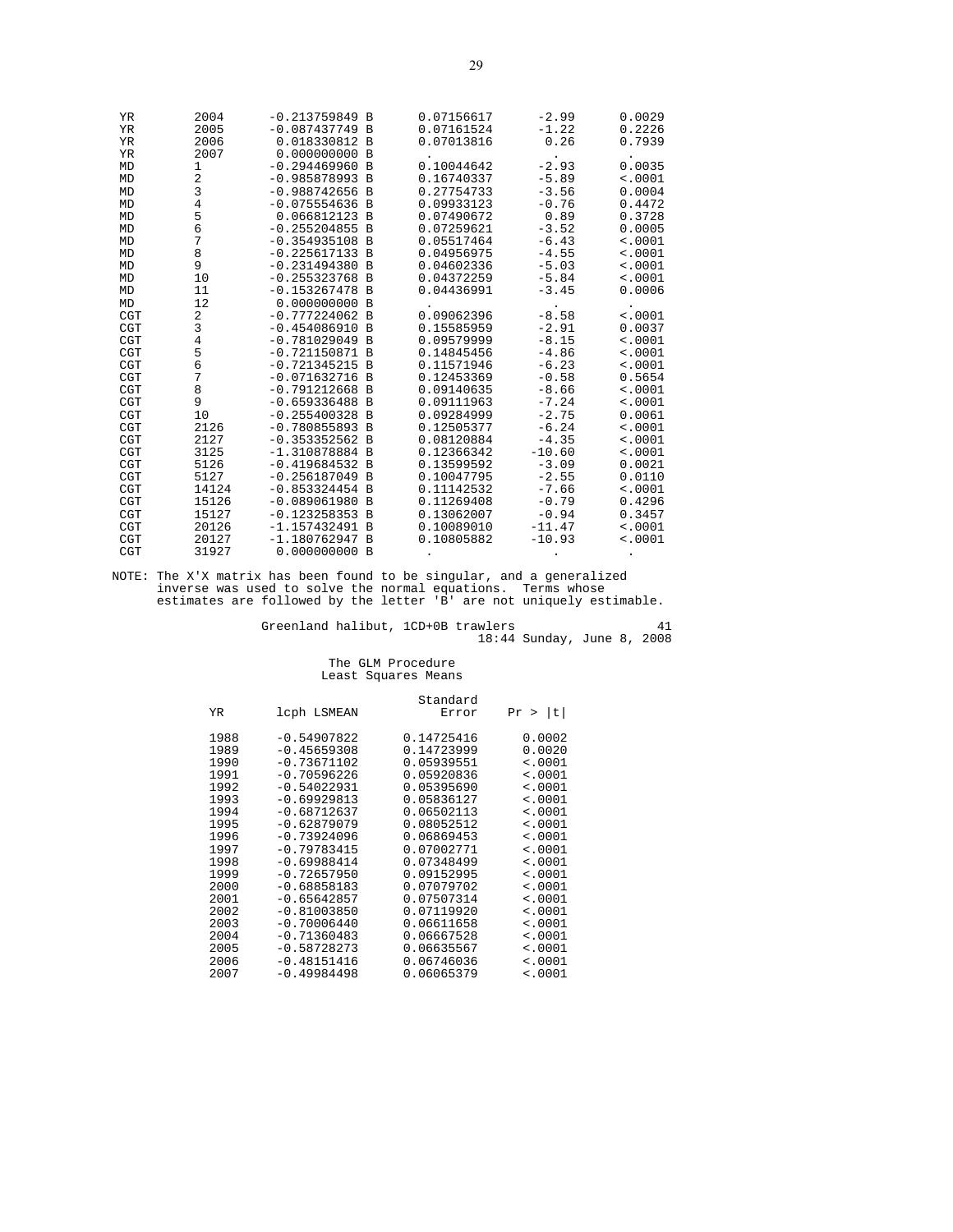| | | | | | |
|---|---|---|---|---|---|
| YR | 2004 | -0.213759849 B | 0.07156617 | -2.99 | 0.0029 |
| YR | 2005 | -0.087437749 B | 0.07161524 | -1.22 | 0.2226 |
| YR | 2006 | 0.018330812 B | 0.07013816 | 0.26 | 0.7939 |
| YR | 2007 | 0.000000000 B | . | . | . |
| MD | 1 | -0.294469960 B | 0.10044642 | -2.93 | 0.0035 |
| MD | 2 | -0.985878993 B | 0.16740337 | -5.89 | <.0001 |
| MD | 3 | -0.988742656 B | 0.27754733 | -3.56 | 0.0004 |
| MD | 4 | -0.075554636 B | 0.09933123 | -0.76 | 0.4472 |
| MD | 5 | 0.066812123 B | 0.07490672 | 0.89 | 0.3728 |
| MD | 6 | -0.255204855 B | 0.07259621 | -3.52 | 0.0005 |
| MD | 7 | -0.354935108 B | 0.05517464 | -6.43 | <.0001 |
| MD | 8 | -0.225617133 B | 0.04956975 | -4.55 | <.0001 |
| MD | 9 | -0.231494380 B | 0.04602336 | -5.03 | <.0001 |
| MD | 10 | -0.255323768 B | 0.04372259 | -5.84 | <.0001 |
| MD | 11 | -0.153267478 B | 0.04436991 | -3.45 | 0.0006 |
| MD | 12 | 0.000000000 B | . | . | . |
| CGT | 2 | -0.777224062 B | 0.09062396 | -8.58 | <.0001 |
| CGT | 3 | -0.454086910 B | 0.15585959 | -2.91 | 0.0037 |
| CGT | 4 | -0.781029049 B | 0.09579999 | -8.15 | <.0001 |
| CGT | 5 | -0.721150871 B | 0.14845456 | -4.86 | <.0001 |
| CGT | 6 | -0.721345215 B | 0.11571946 | -6.23 | <.0001 |
| CGT | 7 | -0.071632716 B | 0.12453369 | -0.58 | 0.5654 |
| CGT | 8 | -0.791212668 B | 0.09140635 | -8.66 | <.0001 |
| CGT | 9 | -0.659336488 B | 0.09111963 | -7.24 | <.0001 |
| CGT | 10 | -0.255400328 B | 0.09284999 | -2.75 | 0.0061 |
| CGT | 2126 | -0.780855893 B | 0.12505377 | -6.24 | <.0001 |
| CGT | 2127 | -0.353352562 B | 0.08120884 | -4.35 | <.0001 |
| CGT | 3125 | -1.310878884 B | 0.12366342 | -10.60 | <.0001 |
| CGT | 5126 | -0.419684532 B | 0.13599592 | -3.09 | 0.0021 |
| CGT | 5127 | -0.256187049 B | 0.10047795 | -2.55 | 0.0110 |
| CGT | 14124 | -0.853324454 B | 0.11142532 | -7.66 | <.0001 |
| CGT | 15126 | -0.089061980 B | 0.11269408 | -0.79 | 0.4296 |
| CGT | 15127 | -0.123258353 B | 0.13062007 | -0.94 | 0.3457 |
| CGT | 20126 | -1.157432491 B | 0.10089010 | -11.47 | <.0001 |
| CGT | 20127 | -1.180762947 B | 0.10805882 | -10.93 | <.0001 |
| CGT | 31927 | 0.000000000 B | . | . | . |

NOTE: The X'X matrix has been found to be singular, and a generalized inverse was used to solve the normal equations. Terms whose estimates are followed by the letter 'B' are not uniquely estimable.

Greenland halibut, 1CD+0B trawlers 41
18:44 Sunday, June 8, 2008

The GLM Procedure
Least Squares Means

| YR | lcph LSMEAN | Standard Error | Pr > \|t\| |
|---|---|---|---|
| 1988 | -0.54907822 | 0.14725416 | 0.0002 |
| 1989 | -0.45659308 | 0.14723999 | 0.0020 |
| 1990 | -0.73671102 | 0.05939551 | <.0001 |
| 1991 | -0.70596226 | 0.05920836 | <.0001 |
| 1992 | -0.54022931 | 0.05395690 | <.0001 |
| 1993 | -0.69929813 | 0.05836127 | <.0001 |
| 1994 | -0.68712637 | 0.06502113 | <.0001 |
| 1995 | -0.62879079 | 0.08052512 | <.0001 |
| 1996 | -0.73924096 | 0.06869453 | <.0001 |
| 1997 | -0.79783415 | 0.07002771 | <.0001 |
| 1998 | -0.69988414 | 0.07348499 | <.0001 |
| 1999 | -0.72657950 | 0.09152995 | <.0001 |
| 2000 | -0.68858183 | 0.07079702 | <.0001 |
| 2001 | -0.65642857 | 0.07507314 | <.0001 |
| 2002 | -0.81003850 | 0.07119920 | <.0001 |
| 2003 | -0.70006440 | 0.06611658 | <.0001 |
| 2004 | -0.71360483 | 0.06667528 | <.0001 |
| 2005 | -0.58728273 | 0.06635567 | <.0001 |
| 2006 | -0.48151416 | 0.06746036 | <.0001 |
| 2007 | -0.49984498 | 0.06065379 | <.0001 |